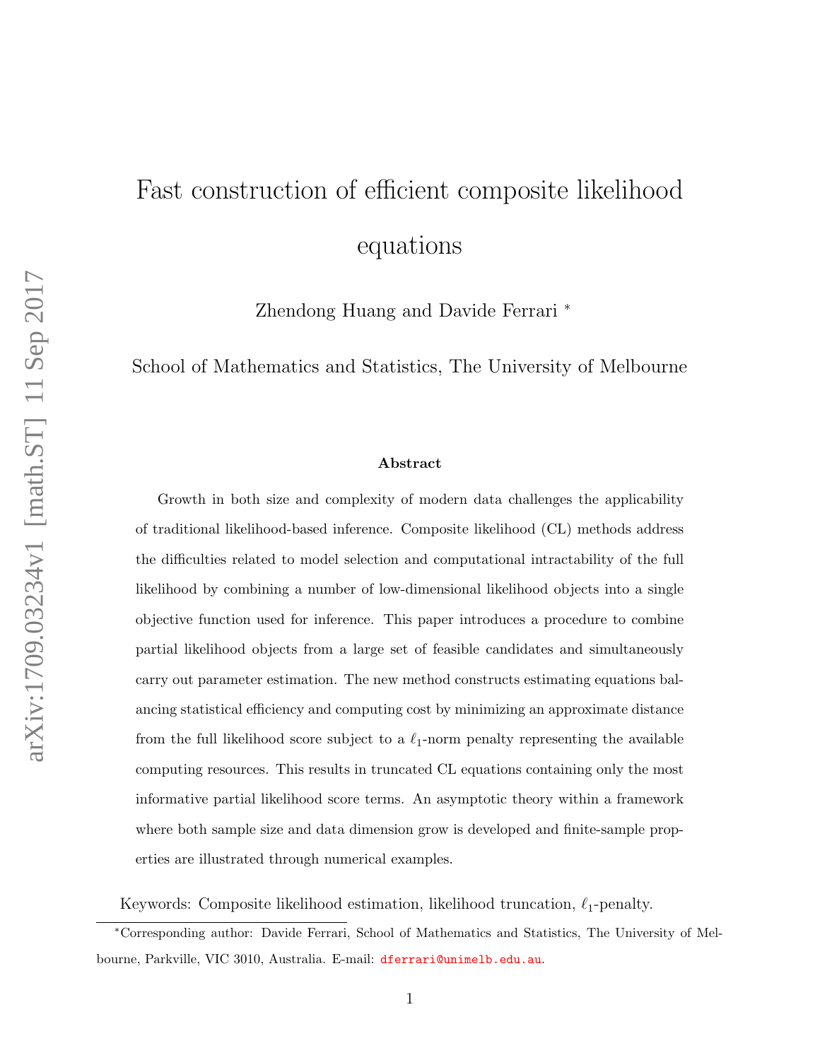# Fast construction of efficient composite likelihood equations

Zhendong Huang and Davide Ferrari *

School of Mathematics and Statistics, The University of Melbourne

### Abstract

Growth in both size and complexity of modern data challenges the applicability of traditional likelihood-based inference. Composite likelihood (CL) methods address the difficulties related to model selection and computational intractability of the full likelihood by combining a number of low-dimensional likelihood objects into a single objective function used for inference. This paper introduces a procedure to combine partial likelihood objects from a large set of feasible candidates and simultaneously carry out parameter estimation. The new method constructs estimating equations balancing statistical efficiency and computing cost by minimizing an approximate distance from the full likelihood score subject to a $\ell_1$-norm penalty representing the available computing resources. This results in truncated CL equations containing only the most informative partial likelihood score terms. An asymptotic theory within a framework where both sample size and data dimension grow is developed and finite-sample properties are illustrated through numerical examples.

Keywords: Composite likelihood estimation, likelihood truncation, $\ell_1$-penalty.

*Corresponding author: Davide Ferrari, School of Mathematics and Statistics, The University of Melbourne, Parkville, VIC 3010, Australia. E-mail: dferrari@unimelb.edu.au.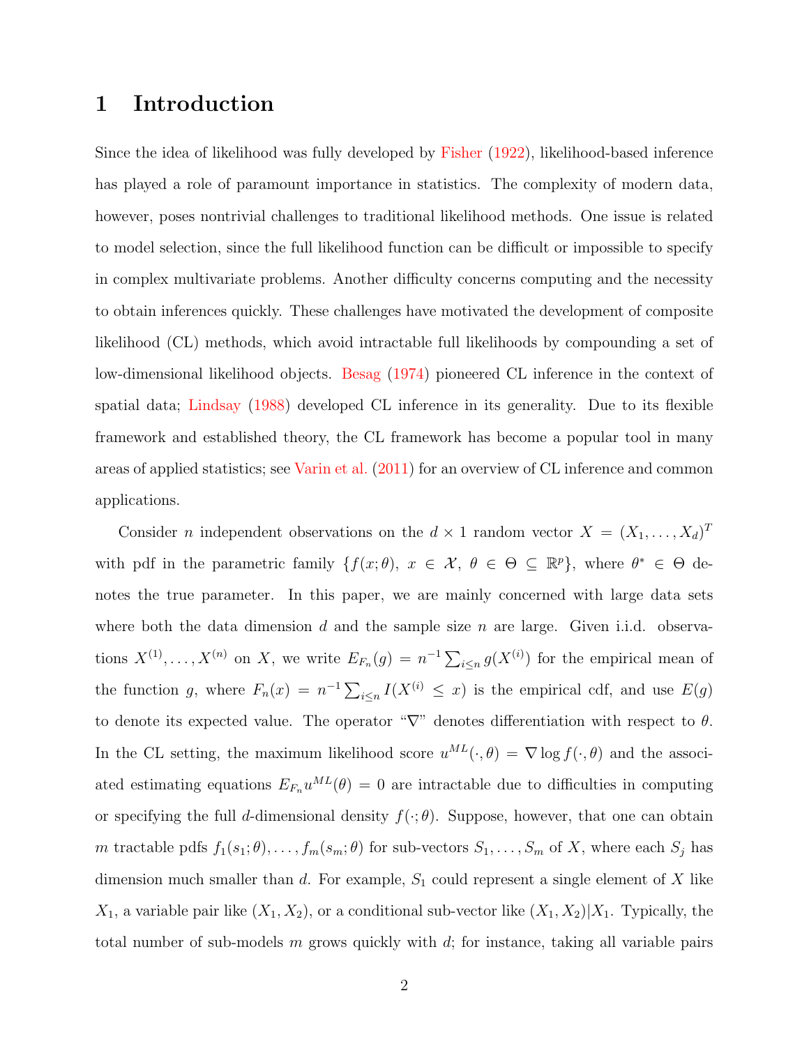# 1 Introduction

Since the idea of likelihood was fully developed by Fisher (1922), likelihood-based inference has played a role of paramount importance in statistics. The complexity of modern data, however, poses nontrivial challenges to traditional likelihood methods. One issue is related to model selection, since the full likelihood function can be difficult or impossible to specify in complex multivariate problems. Another difficulty concerns computing and the necessity to obtain inferences quickly. These challenges have motivated the development of composite likelihood (CL) methods, which avoid intractable full likelihoods by compounding a set of low-dimensional likelihood objects. Besag (1974) pioneered CL inference in the context of spatial data; Lindsay (1988) developed CL inference in its generality. Due to its flexible framework and established theory, the CL framework has become a popular tool in many areas of applied statistics; see Varin et al. (2011) for an overview of CL inference and common applications.

Consider $n$ independent observations on the $d \times 1$ random vector $X = (X_1, \ldots, X_d)^T$ with pdf in the parametric family $\{f(x; \theta),\ x \in \mathcal{X},\ \theta \in \Theta \subseteq \mathbb{R}^p\}$, where $\theta^* \in \Theta$ denotes the true parameter. In this paper, we are mainly concerned with large data sets where both the data dimension $d$ and the sample size $n$ are large. Given i.i.d. observations $X^{(1)}, \ldots, X^{(n)}$ on $X$, we write $E_{F_n}(g) = n^{-1} \sum_{i \leq n} g(X^{(i)})$ for the empirical mean of the function $g$, where $F_n(x) = n^{-1} \sum_{i \leq n} I(X^{(i)} \leq x)$ is the empirical cdf, and use $E(g)$ to denote its expected value. The operator "$\nabla$" denotes differentiation with respect to $\theta$. In the CL setting, the maximum likelihood score $u^{ML}(\cdot, \theta) = \nabla \log f(\cdot, \theta)$ and the associated estimating equations $E_{F_n} u^{ML}(\theta) = 0$ are intractable due to difficulties in computing or specifying the full $d$-dimensional density $f(\cdot; \theta)$. Suppose, however, that one can obtain $m$ tractable pdfs $f_1(s_1; \theta), \ldots, f_m(s_m; \theta)$ for sub-vectors $S_1, \ldots, S_m$ of $X$, where each $S_j$ has dimension much smaller than $d$. For example, $S_1$ could represent a single element of $X$ like $X_1$, a variable pair like $(X_1, X_2)$, or a conditional sub-vector like $(X_1, X_2)|X_1$. Typically, the total number of sub-models $m$ grows quickly with $d$; for instance, taking all variable pairs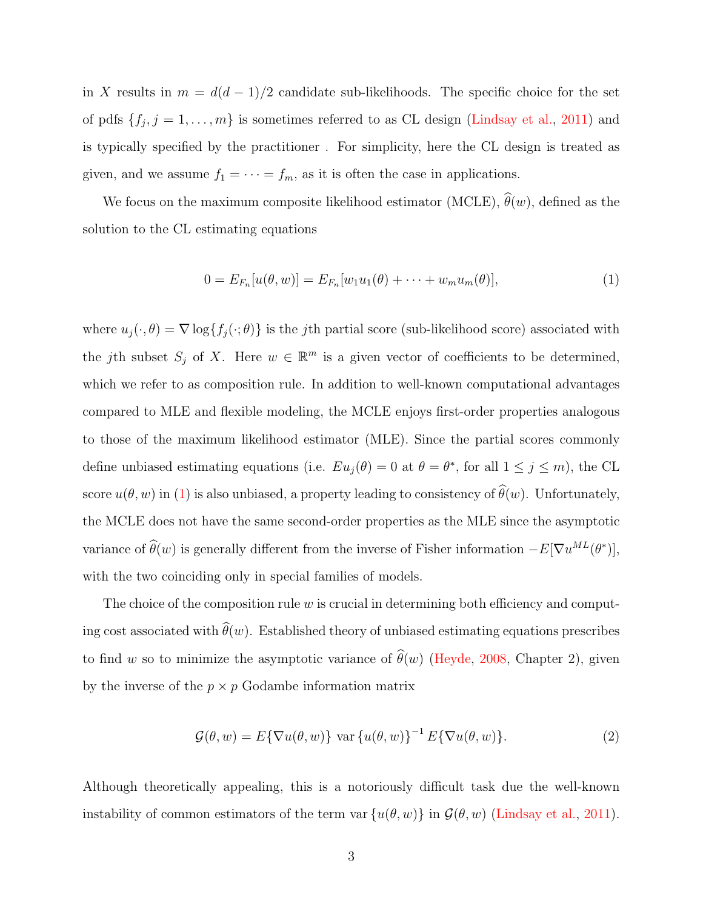in $X$ results in $m = d(d-1)/2$ candidate sub-likelihoods. The specific choice for the set of pdfs $\{f_j, j = 1, \dots, m\}$ is sometimes referred to as CL design (Lindsay et al., 2011) and is typically specified by the practitioner . For simplicity, here the CL design is treated as given, and we assume $f_1 = \cdots = f_m$, as it is often the case in applications.

We focus on the maximum composite likelihood estimator (MCLE), $\widehat{\theta}(w)$, defined as the solution to the CL estimating equations

$$0 = E_{F_n}[u(\theta, w)] = E_{F_n}[w_1 u_1(\theta) + \cdots + w_m u_m(\theta)], \tag{1}$$

where $u_j(\cdot, \theta) = \nabla \log\{f_j(\cdot; \theta)\}$ is the $j$th partial score (sub-likelihood score) associated with the $j$th subset $S_j$ of $X$. Here $w \in \mathbb{R}^m$ is a given vector of coefficients to be determined, which we refer to as composition rule. In addition to well-known computational advantages compared to MLE and flexible modeling, the MCLE enjoys first-order properties analogous to those of the maximum likelihood estimator (MLE). Since the partial scores commonly define unbiased estimating equations (i.e. $Eu_j(\theta) = 0$ at $\theta = \theta^*$, for all $1 \leq j \leq m$), the CL score $u(\theta, w)$ in (1) is also unbiased, a property leading to consistency of $\widehat{\theta}(w)$. Unfortunately, the MCLE does not have the same second-order properties as the MLE since the asymptotic variance of $\widehat{\theta}(w)$ is generally different from the inverse of Fisher information $-E[\nabla u^{ML}(\theta^*)]$, with the two coinciding only in special families of models.

The choice of the composition rule $w$ is crucial in determining both efficiency and computing cost associated with $\widehat{\theta}(w)$. Established theory of unbiased estimating equations prescribes to find $w$ so to minimize the asymptotic variance of $\widehat{\theta}(w)$ (Heyde, 2008, Chapter 2), given by the inverse of the $p \times p$ Godambe information matrix

$$\mathcal{G}(\theta, w) = E\{\nabla u(\theta, w)\} \,\text{var}\{u(\theta, w)\}^{-1} E\{\nabla u(\theta, w)\}. \tag{2}$$

Although theoretically appealing, this is a notoriously difficult task due the well-known instability of common estimators of the term $\text{var}\{u(\theta, w)\}$ in $\mathcal{G}(\theta, w)$ (Lindsay et al., 2011).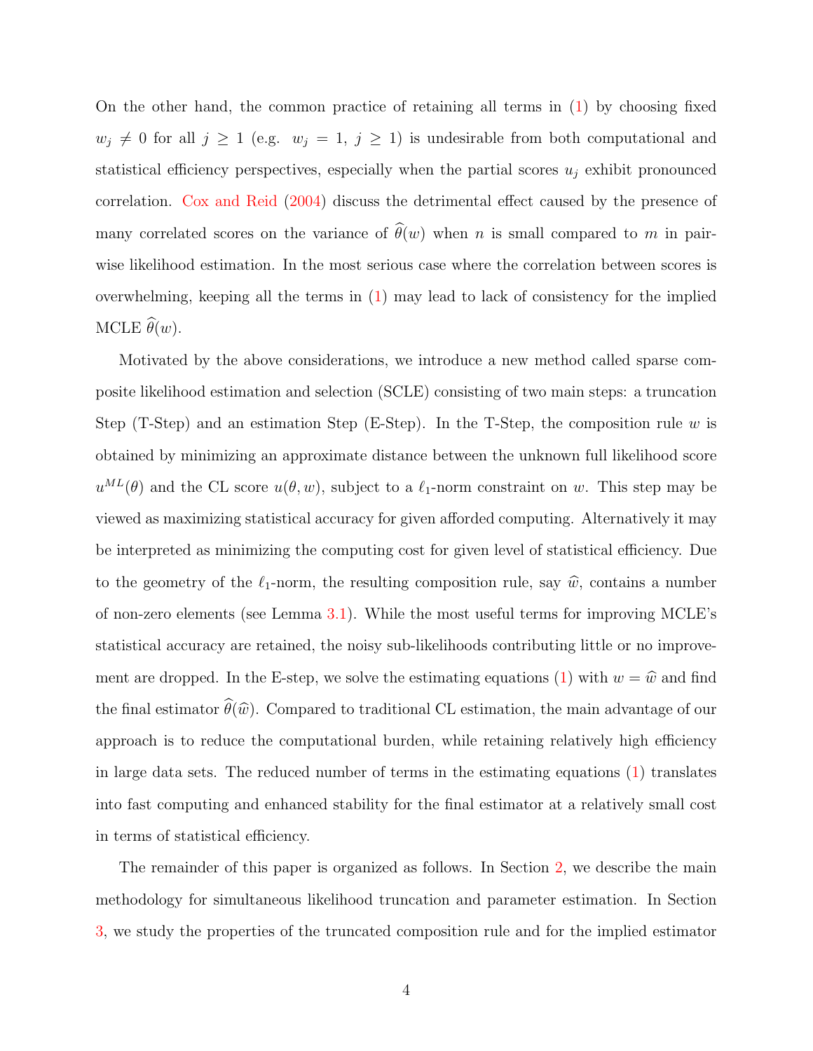On the other hand, the common practice of retaining all terms in (1) by choosing fixed $w_j \neq 0$ for all $j \geq 1$ (e.g. $w_j = 1$, $j \geq 1$) is undesirable from both computational and statistical efficiency perspectives, especially when the partial scores $u_j$ exhibit pronounced correlation. Cox and Reid (2004) discuss the detrimental effect caused by the presence of many correlated scores on the variance of $\widehat{\theta}(w)$ when $n$ is small compared to $m$ in pair-wise likelihood estimation. In the most serious case where the correlation between scores is overwhelming, keeping all the terms in (1) may lead to lack of consistency for the implied MCLE $\widehat{\theta}(w)$.

Motivated by the above considerations, we introduce a new method called sparse composite likelihood estimation and selection (SCLE) consisting of two main steps: a truncation Step (T-Step) and an estimation Step (E-Step). In the T-Step, the composition rule $w$ is obtained by minimizing an approximate distance between the unknown full likelihood score $u^{ML}(\theta)$ and the CL score $u(\theta, w)$, subject to a $\ell_1$-norm constraint on $w$. This step may be viewed as maximizing statistical accuracy for given afforded computing. Alternatively it may be interpreted as minimizing the computing cost for given level of statistical efficiency. Due to the geometry of the $\ell_1$-norm, the resulting composition rule, say $\widehat{w}$, contains a number of non-zero elements (see Lemma 3.1). While the most useful terms for improving MCLE's statistical accuracy are retained, the noisy sub-likelihoods contributing little or no improvement are dropped. In the E-step, we solve the estimating equations (1) with $w = \widehat{w}$ and find the final estimator $\widehat{\theta}(\widehat{w})$. Compared to traditional CL estimation, the main advantage of our approach is to reduce the computational burden, while retaining relatively high efficiency in large data sets. The reduced number of terms in the estimating equations (1) translates into fast computing and enhanced stability for the final estimator at a relatively small cost in terms of statistical efficiency.

The remainder of this paper is organized as follows. In Section 2, we describe the main methodology for simultaneous likelihood truncation and parameter estimation. In Section 3, we study the properties of the truncated composition rule and for the implied estimator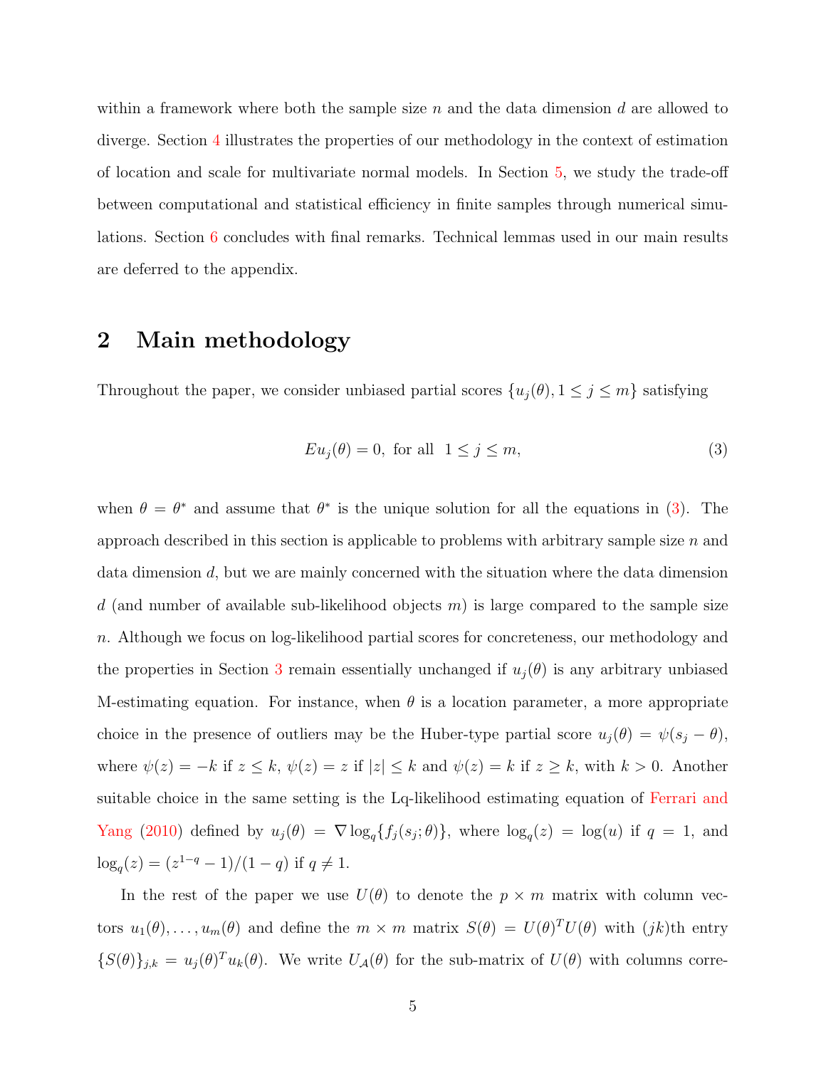within a framework where both the sample size $n$ and the data dimension $d$ are allowed to diverge. Section 4 illustrates the properties of our methodology in the context of estimation of location and scale for multivariate normal models. In Section 5, we study the trade-off between computational and statistical efficiency in finite samples through numerical simulations. Section 6 concludes with final remarks. Technical lemmas used in our main results are deferred to the appendix.

## 2 Main methodology

Throughout the paper, we consider unbiased partial scores $\{u_j(\theta), 1 \leq j \leq m\}$ satisfying

$$Eu_j(\theta) = 0, \text{ for all } \ 1 \leq j \leq m, \tag{3}$$

when $\theta = \theta^*$ and assume that $\theta^*$ is the unique solution for all the equations in (3). The approach described in this section is applicable to problems with arbitrary sample size $n$ and data dimension $d$, but we are mainly concerned with the situation where the data dimension $d$ (and number of available sub-likelihood objects $m$) is large compared to the sample size $n$. Although we focus on log-likelihood partial scores for concreteness, our methodology and the properties in Section 3 remain essentially unchanged if $u_j(\theta)$ is any arbitrary unbiased M-estimating equation. For instance, when $\theta$ is a location parameter, a more appropriate choice in the presence of outliers may be the Huber-type partial score $u_j(\theta) = \psi(s_j - \theta)$, where $\psi(z) = -k$ if $z \leq k$, $\psi(z) = z$ if $|z| \leq k$ and $\psi(z) = k$ if $z \geq k$, with $k > 0$. Another suitable choice in the same setting is the Lq-likelihood estimating equation of Ferrari and Yang (2010) defined by $u_j(\theta) = \nabla \log_q\{f_j(s_j; \theta)\}$, where $\log_q(z) = \log(u)$ if $q = 1$, and $\log_q(z) = (z^{1-q} - 1)/(1 - q)$ if $q \neq 1$.

In the rest of the paper we use $U(\theta)$ to denote the $p \times m$ matrix with column vectors $u_1(\theta), \ldots, u_m(\theta)$ and define the $m \times m$ matrix $S(\theta) = U(\theta)^T U(\theta)$ with $(jk)$th entry $\{S(\theta)\}_{j,k} = u_j(\theta)^T u_k(\theta)$. We write $U_{\mathcal{A}}(\theta)$ for the sub-matrix of $U(\theta)$ with columns corre-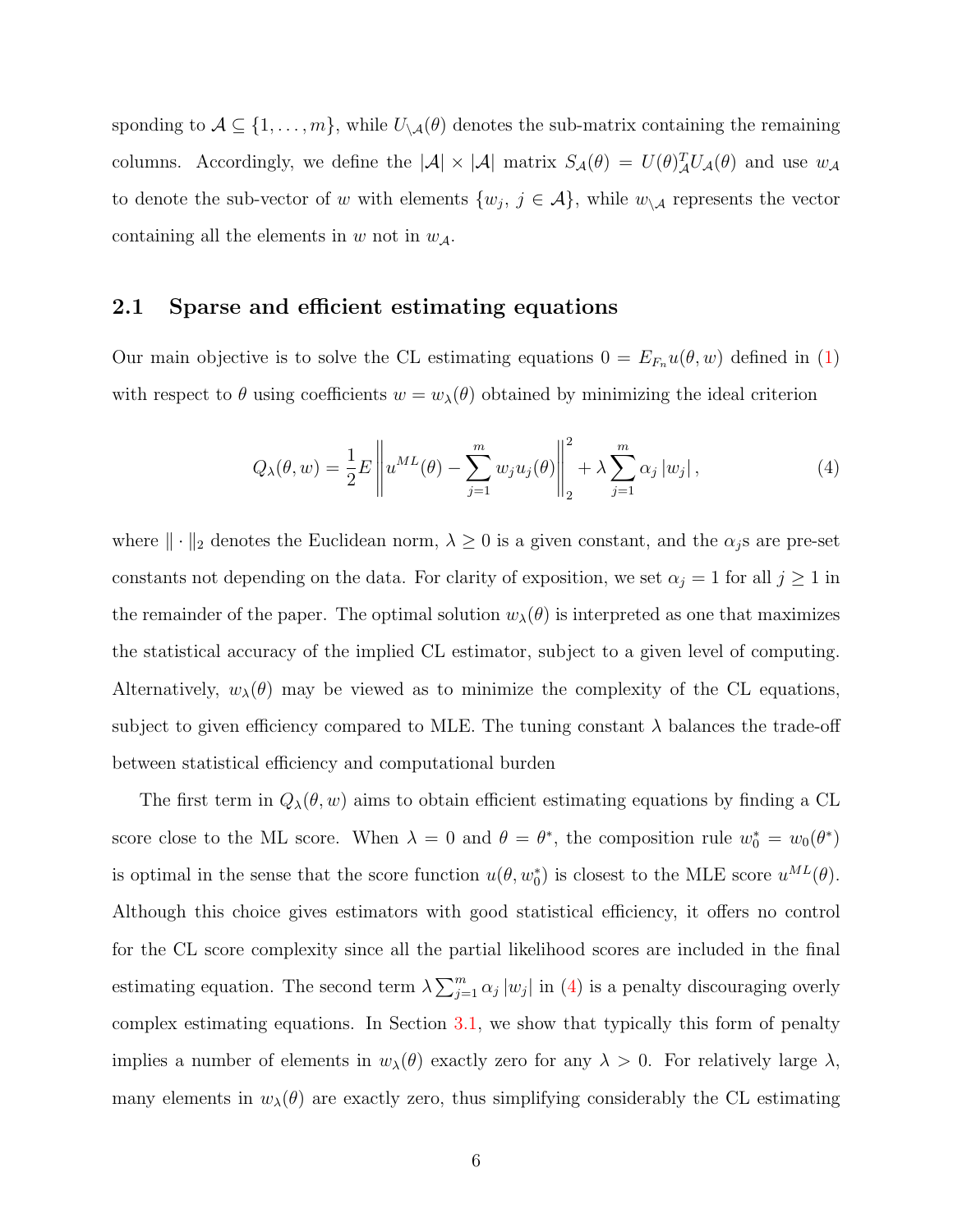sponding to $\mathcal{A} \subseteq \{1, \ldots, m\}$, while $U_{\setminus \mathcal{A}}(\theta)$ denotes the sub-matrix containing the remaining columns. Accordingly, we define the $|\mathcal{A}| \times |\mathcal{A}|$ matrix $S_{\mathcal{A}}(\theta) = U(\theta)^T_{\mathcal{A}} U_{\mathcal{A}}(\theta)$ and use $w_{\mathcal{A}}$ to denote the sub-vector of $w$ with elements $\{w_j,\ j \in \mathcal{A}\}$, while $w_{\setminus \mathcal{A}}$ represents the vector containing all the elements in $w$ not in $w_{\mathcal{A}}$.

## 2.1 Sparse and efficient estimating equations

Our main objective is to solve the CL estimating equations $0 = E_{F_n} u(\theta, w)$ defined in (1) with respect to $\theta$ using coefficients $w = w_\lambda(\theta)$ obtained by minimizing the ideal criterion

$$Q_\lambda(\theta, w) = \frac{1}{2} E \left\| u^{ML}(\theta) - \sum_{j=1}^{m} w_j u_j(\theta) \right\|_2^2 + \lambda \sum_{j=1}^{m} \alpha_j \left| w_j \right|, \tag{4}$$

where $\| \cdot \|_2$ denotes the Euclidean norm, $\lambda \geq 0$ is a given constant, and the $\alpha_j$s are pre-set constants not depending on the data. For clarity of exposition, we set $\alpha_j = 1$ for all $j \geq 1$ in the remainder of the paper. The optimal solution $w_\lambda(\theta)$ is interpreted as one that maximizes the statistical accuracy of the implied CL estimator, subject to a given level of computing. Alternatively, $w_\lambda(\theta)$ may be viewed as to minimize the complexity of the CL equations, subject to given efficiency compared to MLE. The tuning constant $\lambda$ balances the trade-off between statistical efficiency and computational burden

The first term in $Q_\lambda(\theta, w)$ aims to obtain efficient estimating equations by finding a CL score close to the ML score. When $\lambda = 0$ and $\theta = \theta^*$, the composition rule $w_0^* = w_0(\theta^*)$ is optimal in the sense that the score function $u(\theta, w_0^*)$ is closest to the MLE score $u^{ML}(\theta)$. Although this choice gives estimators with good statistical efficiency, it offers no control for the CL score complexity since all the partial likelihood scores are included in the final estimating equation. The second term $\lambda \sum_{j=1}^{m} \alpha_j |w_j|$ in (4) is a penalty discouraging overly complex estimating equations. In Section 3.1, we show that typically this form of penalty implies a number of elements in $w_\lambda(\theta)$ exactly zero for any $\lambda > 0$. For relatively large $\lambda$, many elements in $w_\lambda(\theta)$ are exactly zero, thus simplifying considerably the CL estimating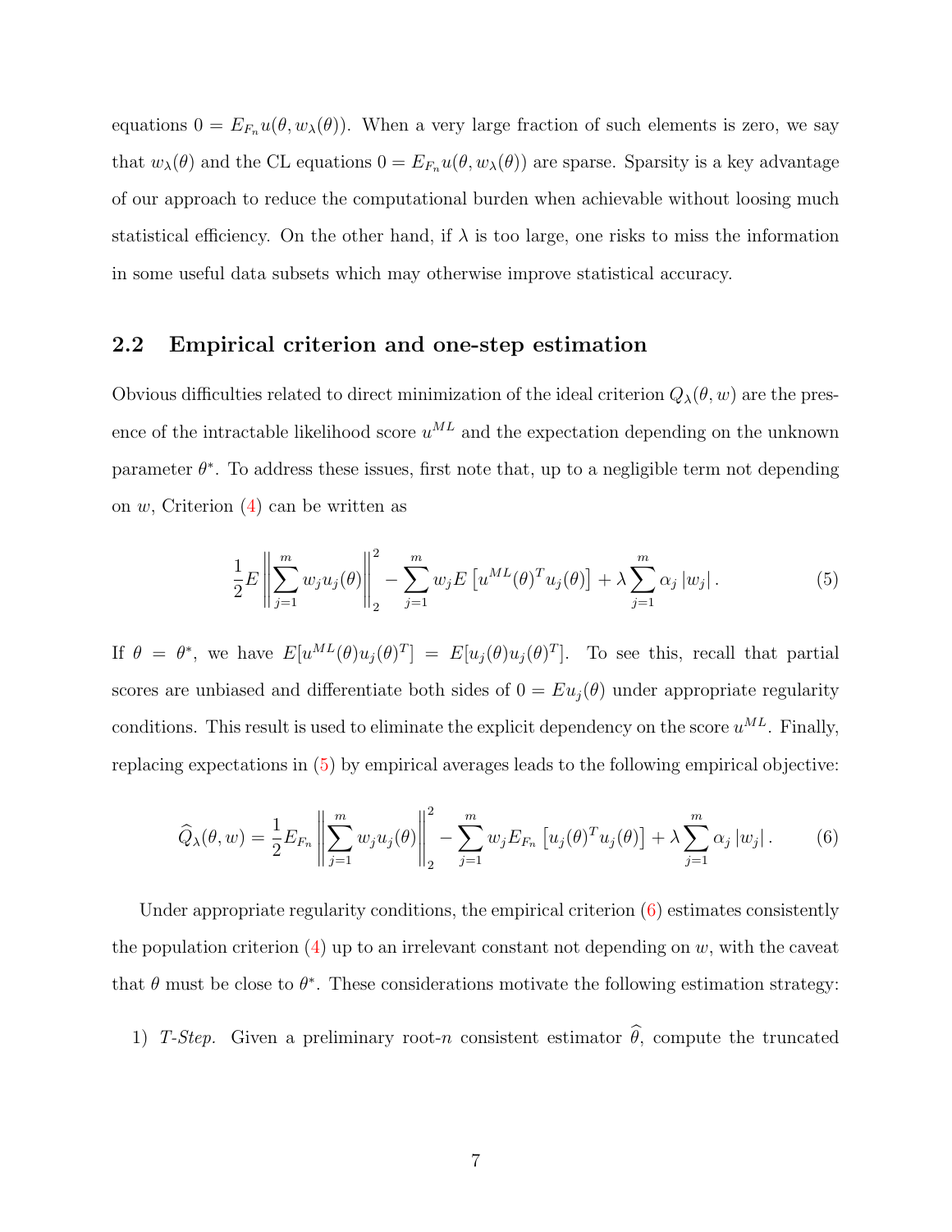equations $0 = E_{F_n} u(\theta, w_\lambda(\theta))$. When a very large fraction of such elements is zero, we say that $w_\lambda(\theta)$ and the CL equations $0 = E_{F_n} u(\theta, w_\lambda(\theta))$ are sparse. Sparsity is a key advantage of our approach to reduce the computational burden when achievable without loosing much statistical efficiency. On the other hand, if $\lambda$ is too large, one risks to miss the information in some useful data subsets which may otherwise improve statistical accuracy.

## 2.2 Empirical criterion and one-step estimation

Obvious difficulties related to direct minimization of the ideal criterion $Q_\lambda(\theta, w)$ are the presence of the intractable likelihood score $u^{ML}$ and the expectation depending on the unknown parameter $\theta^*$. To address these issues, first note that, up to a negligible term not depending on $w$, Criterion (4) can be written as

$$\frac{1}{2} E \left\| \sum_{j=1}^{m} w_j u_j(\theta) \right\|_2^2 - \sum_{j=1}^{m} w_j E \left[ u^{ML}(\theta)^T u_j(\theta) \right] + \lambda \sum_{j=1}^{m} \alpha_j |w_j| . \tag{5}$$

If $\theta = \theta^*$, we have $E[u^{ML}(\theta) u_j(\theta)^T] = E[u_j(\theta) u_j(\theta)^T]$. To see this, recall that partial scores are unbiased and differentiate both sides of $0 = E u_j(\theta)$ under appropriate regularity conditions. This result is used to eliminate the explicit dependency on the score $u^{ML}$. Finally, replacing expectations in (5) by empirical averages leads to the following empirical objective:

$$\widehat{Q}_\lambda(\theta, w) = \frac{1}{2} E_{F_n} \left\| \sum_{j=1}^{m} w_j u_j(\theta) \right\|_2^2 - \sum_{j=1}^{m} w_j E_{F_n} \left[ u_j(\theta)^T u_j(\theta) \right] + \lambda \sum_{j=1}^{m} \alpha_j |w_j| . \tag{6}$$

Under appropriate regularity conditions, the empirical criterion (6) estimates consistently the population criterion (4) up to an irrelevant constant not depending on $w$, with the caveat that $\theta$ must be close to $\theta^*$. These considerations motivate the following estimation strategy:

1) *T-Step.* Given a preliminary root-$n$ consistent estimator $\widehat{\theta}$, compute the truncated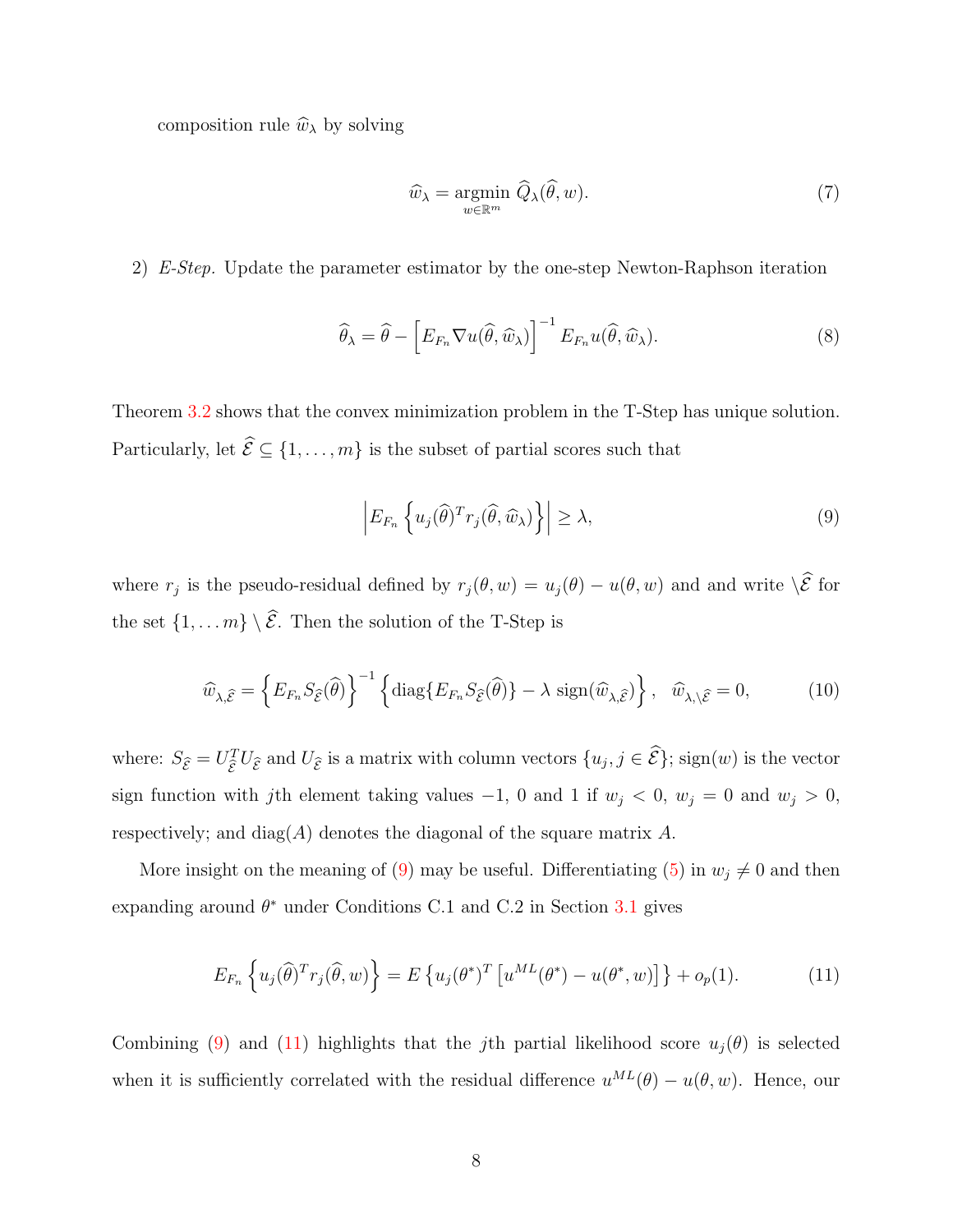composition rule $\widehat{w}_\lambda$ by solving

$$\widehat{w}_\lambda = \underset{w \in \mathbb{R}^m}{\text{argmin}} \; \widehat{Q}_\lambda(\widehat{\theta}, w). \tag{7}$$

2) *E-Step.* Update the parameter estimator by the one-step Newton-Raphson iteration

$$\widehat{\theta}_\lambda = \widehat{\theta} - \left[E_{F_n} \nabla u(\widehat{\theta}, \widehat{w}_\lambda)\right]^{-1} E_{F_n} u(\widehat{\theta}, \widehat{w}_\lambda). \tag{8}$$

Theorem 3.2 shows that the convex minimization problem in the T-Step has unique solution. Particularly, let $\widehat{\mathcal{E}} \subseteq \{1, \dots, m\}$ is the subset of partial scores such that

$$\left| E_{F_n} \left\{ u_j(\widehat{\theta})^T r_j(\widehat{\theta}, \widehat{w}_\lambda) \right\} \right| \geq \lambda, \tag{9}$$

where $r_j$ is the pseudo-residual defined by $r_j(\theta, w) = u_j(\theta) - u(\theta, w)$ and and write $\backslash\widehat{\mathcal{E}}$ for the set $\{1, \dots m\} \setminus \widehat{\mathcal{E}}$. Then the solution of the T-Step is

$$\widehat{w}_{\lambda, \widehat{\mathcal{E}}} = \left\{ E_{F_n} S_{\widehat{\mathcal{E}}}(\widehat{\theta}) \right\}^{-1} \left\{ \text{diag}\{E_{F_n} S_{\widehat{\mathcal{E}}}(\widehat{\theta})\} - \lambda \; \text{sign}(\widehat{w}_{\lambda, \widehat{\mathcal{E}}}) \right\}, \quad \widehat{w}_{\lambda, \backslash\widehat{\mathcal{E}}} = 0, \tag{10}$$

where: $S_{\widehat{\mathcal{E}}} = U_{\widehat{\mathcal{E}}}^T U_{\widehat{\mathcal{E}}}$ and $U_{\widehat{\mathcal{E}}}$ is a matrix with column vectors $\{u_j, j \in \widehat{\mathcal{E}}\}$; sign$(w)$ is the vector sign function with $j$th element taking values $-1$, $0$ and $1$ if $w_j < 0$, $w_j = 0$ and $w_j > 0$, respectively; and diag$(A)$ denotes the diagonal of the square matrix $A$.

More insight on the meaning of (9) may be useful. Differentiating (5) in $w_j \neq 0$ and then expanding around $\theta^*$ under Conditions C.1 and C.2 in Section 3.1 gives

$$E_{F_n} \left\{ u_j(\widehat{\theta})^T r_j(\widehat{\theta}, w) \right\} = E \left\{ u_j(\theta^*)^T \left[ u^{ML}(\theta^*) - u(\theta^*, w) \right] \right\} + o_p(1). \tag{11}$$

Combining (9) and (11) highlights that the $j$th partial likelihood score $u_j(\theta)$ is selected when it is sufficiently correlated with the residual difference $u^{ML}(\theta) - u(\theta, w)$. Hence, our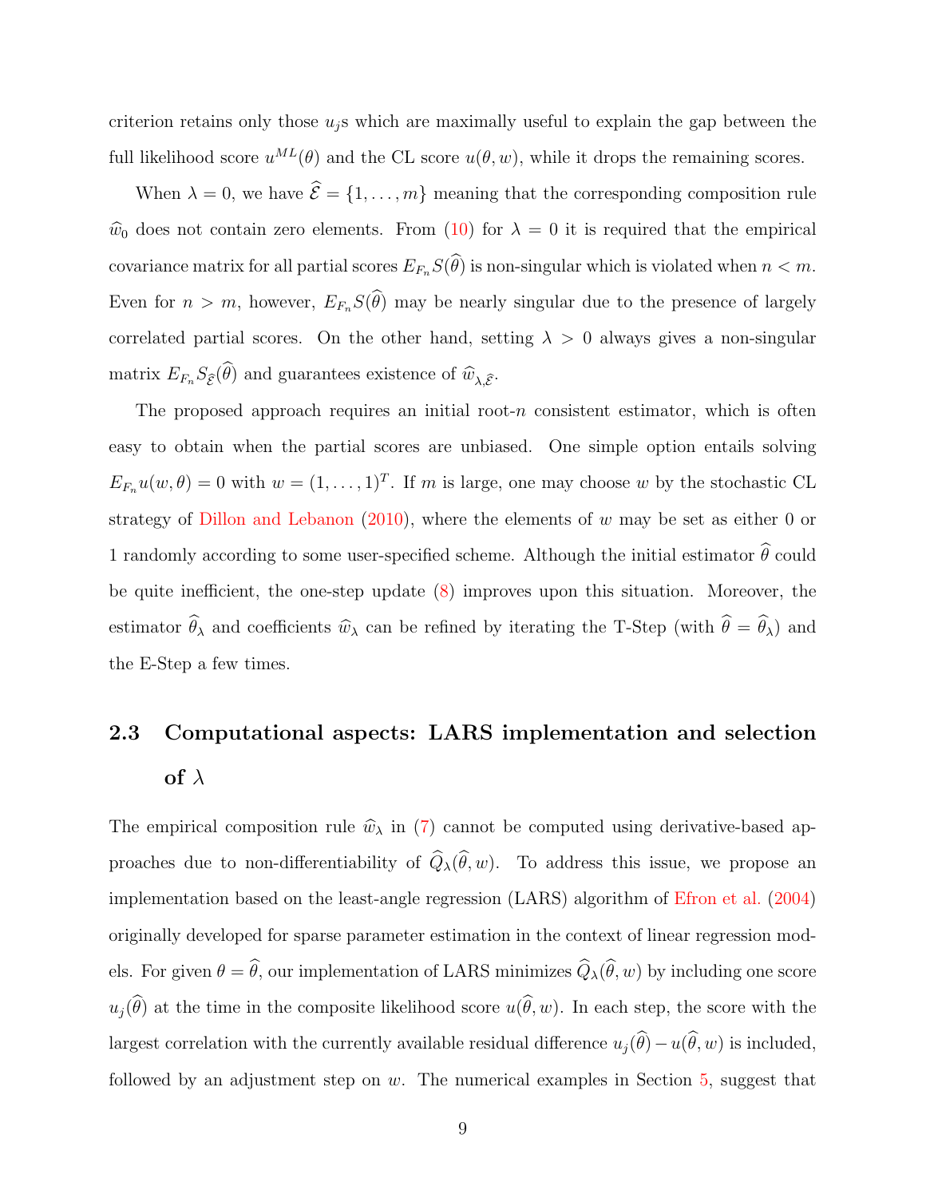criterion retains only those $u_j$s which are maximally useful to explain the gap between the full likelihood score $u^{ML}(\theta)$ and the CL score $u(\theta, w)$, while it drops the remaining scores.

When $\lambda = 0$, we have $\widehat{\mathcal{E}} = \{1, \ldots, m\}$ meaning that the corresponding composition rule $\widehat{w}_0$ does not contain zero elements. From (10) for $\lambda = 0$ it is required that the empirical covariance matrix for all partial scores $E_{F_n} S(\widehat{\theta})$ is non-singular which is violated when $n < m$. Even for $n > m$, however, $E_{F_n} S(\widehat{\theta})$ may be nearly singular due to the presence of largely correlated partial scores. On the other hand, setting $\lambda > 0$ always gives a non-singular matrix $E_{F_n} S_{\widehat{\mathcal{E}}}(\widehat{\theta})$ and guarantees existence of $\widehat{w}_{\lambda, \widehat{\mathcal{E}}}$.

The proposed approach requires an initial root-$n$ consistent estimator, which is often easy to obtain when the partial scores are unbiased. One simple option entails solving $E_{F_n} u(w, \theta) = 0$ with $w = (1, \ldots, 1)^T$. If $m$ is large, one may choose $w$ by the stochastic CL strategy of Dillon and Lebanon (2010), where the elements of $w$ may be set as either 0 or 1 randomly according to some user-specified scheme. Although the initial estimator $\widehat{\theta}$ could be quite inefficient, the one-step update (8) improves upon this situation. Moreover, the estimator $\widehat{\theta}_\lambda$ and coefficients $\widehat{w}_\lambda$ can be refined by iterating the T-Step (with $\widehat{\theta} = \widehat{\theta}_\lambda$) and the E-Step a few times.

## 2.3 Computational aspects: LARS implementation and selection of $\lambda$

The empirical composition rule $\widehat{w}_\lambda$ in (7) cannot be computed using derivative-based approaches due to non-differentiability of $\widehat{Q}_\lambda(\widehat{\theta}, w)$. To address this issue, we propose an implementation based on the least-angle regression (LARS) algorithm of Efron et al. (2004) originally developed for sparse parameter estimation in the context of linear regression models. For given $\theta = \widehat{\theta}$, our implementation of LARS minimizes $\widehat{Q}_\lambda(\widehat{\theta}, w)$ by including one score $u_j(\widehat{\theta})$ at the time in the composite likelihood score $u(\widehat{\theta}, w)$. In each step, the score with the largest correlation with the currently available residual difference $u_j(\widehat{\theta}) - u(\widehat{\theta}, w)$ is included, followed by an adjustment step on $w$. The numerical examples in Section 5, suggest that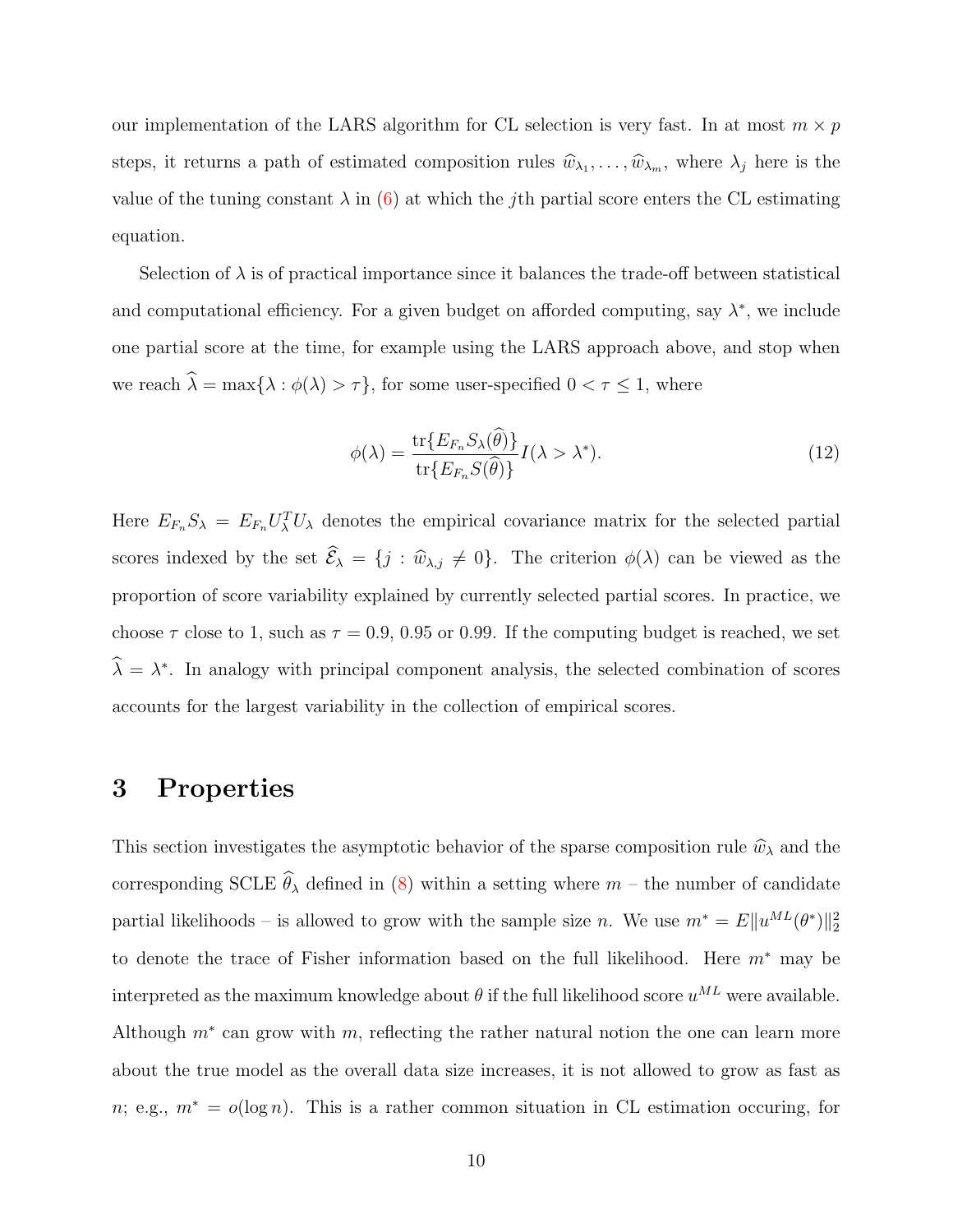our implementation of the LARS algorithm for CL selection is very fast. In at most $m \times p$ steps, it returns a path of estimated composition rules $\widehat{w}_{\lambda_1}, \ldots, \widehat{w}_{\lambda_m}$, where $\lambda_j$ here is the value of the tuning constant $\lambda$ in (6) at which the $j$th partial score enters the CL estimating equation.

Selection of $\lambda$ is of practical importance since it balances the trade-off between statistical and computational efficiency. For a given budget on afforded computing, say $\lambda^*$, we include one partial score at the time, for example using the LARS approach above, and stop when we reach $\widehat{\lambda} = \max\{\lambda : \phi(\lambda) > \tau\}$, for some user-specified $0 < \tau \leq 1$, where

$$\phi(\lambda) = \frac{\text{tr}\{E_{F_n} S_\lambda(\widehat{\theta})\}}{\text{tr}\{E_{F_n} S(\widehat{\theta})\}} I(\lambda > \lambda^*). \tag{12}$$

Here $E_{F_n} S_\lambda = E_{F_n} U_\lambda^T U_\lambda$ denotes the empirical covariance matrix for the selected partial scores indexed by the set $\widehat{\mathcal{E}}_\lambda = \{j : \widehat{w}_{\lambda,j} \neq 0\}$. The criterion $\phi(\lambda)$ can be viewed as the proportion of score variability explained by currently selected partial scores. In practice, we choose $\tau$ close to 1, such as $\tau = 0.9$, 0.95 or 0.99. If the computing budget is reached, we set $\widehat{\lambda} = \lambda^*$. In analogy with principal component analysis, the selected combination of scores accounts for the largest variability in the collection of empirical scores.

# 3 Properties

This section investigates the asymptotic behavior of the sparse composition rule $\widehat{w}_\lambda$ and the corresponding SCLE $\widehat{\theta}_\lambda$ defined in (8) within a setting where $m$ – the number of candidate partial likelihoods – is allowed to grow with the sample size $n$. We use $m^* = E\|u^{ML}(\theta^*)\|_2^2$ to denote the trace of Fisher information based on the full likelihood. Here $m^*$ may be interpreted as the maximum knowledge about $\theta$ if the full likelihood score $u^{ML}$ were available. Although $m^*$ can grow with $m$, reflecting the rather natural notion the one can learn more about the true model as the overall data size increases, it is not allowed to grow as fast as $n$; e.g., $m^* = o(\log n)$. This is a rather common situation in CL estimation occuring, for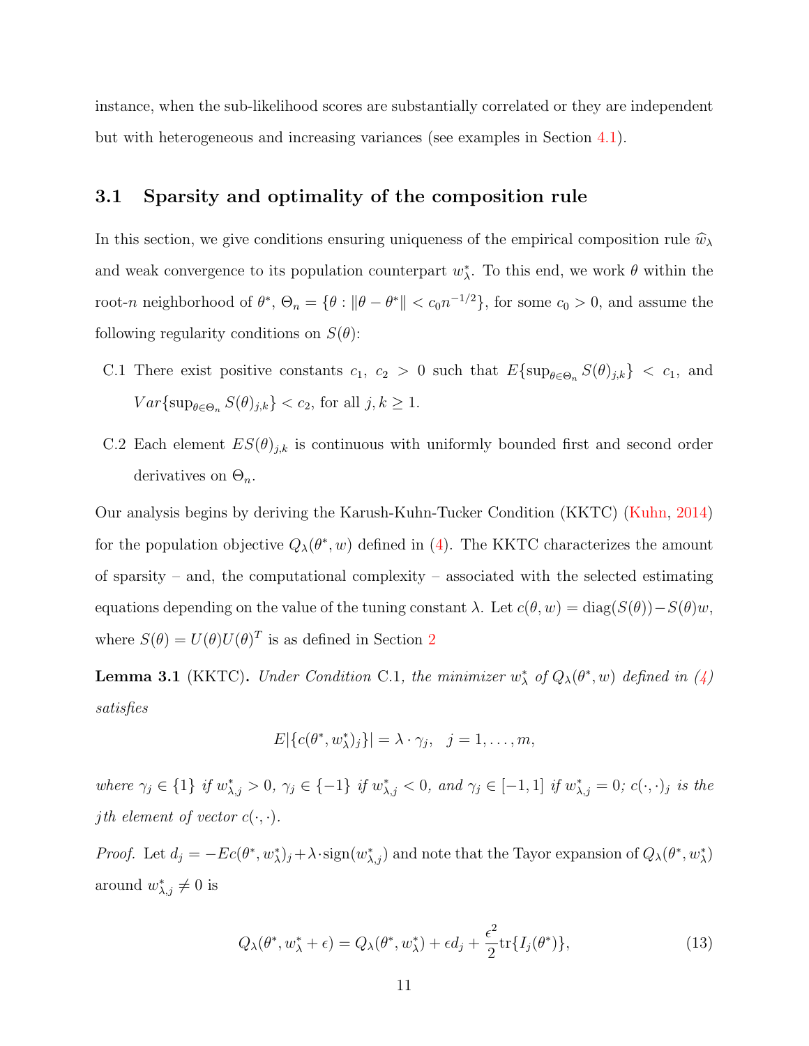instance, when the sub-likelihood scores are substantially correlated or they are independent but with heterogeneous and increasing variances (see examples in Section 4.1).

## 3.1 Sparsity and optimality of the composition rule

In this section, we give conditions ensuring uniqueness of the empirical composition rule $\widehat{w}_\lambda$ and weak convergence to its population counterpart $w^*_\lambda$. To this end, we work $\theta$ within the root-$n$ neighborhood of $\theta^*$, $\Theta_n = \{\theta : \|\theta - \theta^*\| < c_0 n^{-1/2}\}$, for some $c_0 > 0$, and assume the following regularity conditions on $S(\theta)$:

- C.1 There exist positive constants $c_1,\ c_2 > 0$ such that $E\{\sup_{\theta \in \Theta_n} S(\theta)_{j,k}\} < c_1$, and $Var\{\sup_{\theta\in\Theta_n} S(\theta)_{j,k}\} < c_2$, for all $j, k \geq 1$.
- C.2 Each element $ES(\theta)_{j,k}$ is continuous with uniformly bounded first and second order derivatives on $\Theta_n$.

Our analysis begins by deriving the Karush-Kuhn-Tucker Condition (KKTC) (Kuhn, 2014) for the population objective $Q_\lambda(\theta^*, w)$ defined in (4). The KKTC characterizes the amount of sparsity – and, the computational complexity – associated with the selected estimating equations depending on the value of the tuning constant $\lambda$. Let $c(\theta, w) = \text{diag}(S(\theta)) - S(\theta)w$, where $S(\theta) = U(\theta)U(\theta)^T$ is as defined in Section 2

**Lemma 3.1** (KKTC)**.** *Under Condition* C.1*, the minimizer $w^*_\lambda$ of $Q_\lambda(\theta^*, w)$ defined in (4) satisfies*

$$E|\{c(\theta^*, w^*_\lambda)_j\}| = \lambda \cdot \gamma_j, \quad j = 1, \ldots, m,$$

*where $\gamma_j \in \{1\}$ if $w^*_{\lambda,j} > 0$, $\gamma_j \in \{-1\}$ if $w^*_{\lambda,j} < 0$, and $\gamma_j \in [-1, 1]$ if $w^*_{\lambda,j} = 0$; $c(\cdot, \cdot)_j$ is the $j$th element of vector $c(\cdot, \cdot)$.*

*Proof.* Let $d_j = -Ec(\theta^*, w^*_\lambda)_j + \lambda \cdot \text{sign}(w^*_{\lambda,j})$ and note that the Tayor expansion of $Q_\lambda(\theta^*, w^*_\lambda)$ around $w^*_{\lambda,j} \neq 0$ is

$$Q_\lambda(\theta^*, w^*_\lambda + \epsilon) = Q_\lambda(\theta^*, w^*_\lambda) + \epsilon d_j + \frac{\epsilon^2}{2}\text{tr}\{I_j(\theta^*)\}, \tag{13}$$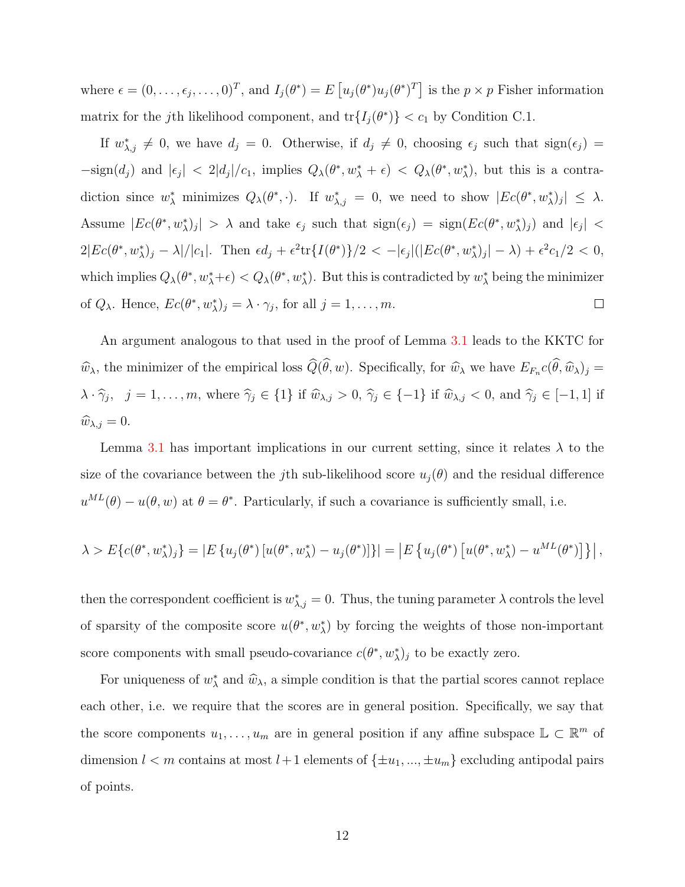where $\epsilon = (0, \ldots, \epsilon_j, \ldots, 0)^T$, and $I_j(\theta^*) = E\left[u_j(\theta^*)u_j(\theta^*)^T\right]$ is the $p \times p$ Fisher information matrix for the $j$th likelihood component, and $\text{tr}\{I_j(\theta^*)\} < c_1$ by Condition C.1.

If $w^*_{\lambda,j} \neq 0$, we have $d_j = 0$. Otherwise, if $d_j \neq 0$, choosing $\epsilon_j$ such that $\text{sign}(\epsilon_j) = -\text{sign}(d_j)$ and $|\epsilon_j| < 2|d_j|/c_1$, implies $Q_\lambda(\theta^*, w^*_\lambda + \epsilon) < Q_\lambda(\theta^*, w^*_\lambda)$, but this is a contradiction since $w^*_\lambda$ minimizes $Q_\lambda(\theta^*, \cdot)$. If $w^*_{\lambda,j} = 0$, we need to show $|Ec(\theta^*, w^*_\lambda)_j| \leq \lambda$. Assume $|Ec(\theta^*, w^*_\lambda)_j| > \lambda$ and take $\epsilon_j$ such that $\text{sign}(\epsilon_j) = \text{sign}(Ec(\theta^*, w^*_\lambda)_j)$ and $|\epsilon_j| < 2|Ec(\theta^*, w^*_\lambda)_j - \lambda|/|c_1|$. Then $\epsilon d_j + \epsilon^2 \text{tr}\{I(\theta^*)\}/2 < -|\epsilon_j|(|Ec(\theta^*, w^*_\lambda)_j| - \lambda) + \epsilon^2 c_1/2 < 0$, which implies $Q_\lambda(\theta^*, w^*_\lambda + \epsilon) < Q_\lambda(\theta^*, w^*_\lambda)$. But this is contradicted by $w^*_\lambda$ being the minimizer of $Q_\lambda$. Hence, $Ec(\theta^*, w^*_\lambda)_j = \lambda \cdot \gamma_j$, for all $j = 1, \ldots, m$. $\square$

An argument analogous to that used in the proof of Lemma 3.1 leads to the KKTC for $\widehat{w}_\lambda$, the minimizer of the empirical loss $\widehat{Q}(\widehat{\theta}, w)$. Specifically, for $\widehat{w}_\lambda$ we have $E_{F_n} c(\widehat{\theta}, \widehat{w}_\lambda)_j = \lambda \cdot \widehat{\gamma}_j, \quad j = 1, \ldots, m$, where $\widehat{\gamma}_j \in \{1\}$ if $\widehat{w}_{\lambda,j} > 0$, $\widehat{\gamma}_j \in \{-1\}$ if $\widehat{w}_{\lambda,j} < 0$, and $\widehat{\gamma}_j \in [-1, 1]$ if $\widehat{w}_{\lambda,j} = 0$.

Lemma 3.1 has important implications in our current setting, since it relates $\lambda$ to the size of the covariance between the $j$th sub-likelihood score $u_j(\theta)$ and the residual difference $u^{ML}(\theta) - u(\theta, w)$ at $\theta = \theta^*$. Particularly, if such a covariance is sufficiently small, i.e.

$$\lambda > E\{c(\theta^*, w^*_\lambda)_j\} = |E\{u_j(\theta^*)[u(\theta^*, w^*_\lambda) - u_j(\theta^*)]\}| = \left|E\left\{u_j(\theta^*)\left[u(\theta^*, w^*_\lambda) - u^{ML}(\theta^*)\right]\right\}\right|,$$

then the correspondent coefficient is $w^*_{\lambda,j} = 0$. Thus, the tuning parameter $\lambda$ controls the level of sparsity of the composite score $u(\theta^*, w^*_\lambda)$ by forcing the weights of those non-important score components with small pseudo-covariance $c(\theta^*, w^*_\lambda)_j$ to be exactly zero.

For uniqueness of $w^*_\lambda$ and $\widehat{w}_\lambda$, a simple condition is that the partial scores cannot replace each other, i.e. we require that the scores are in general position. Specifically, we say that the score components $u_1, \ldots, u_m$ are in general position if any affine subspace $\mathbb{L} \subset \mathbb{R}^m$ of dimension $l < m$ contains at most $l+1$ elements of $\{\pm u_1, ..., \pm u_m\}$ excluding antipodal pairs of points.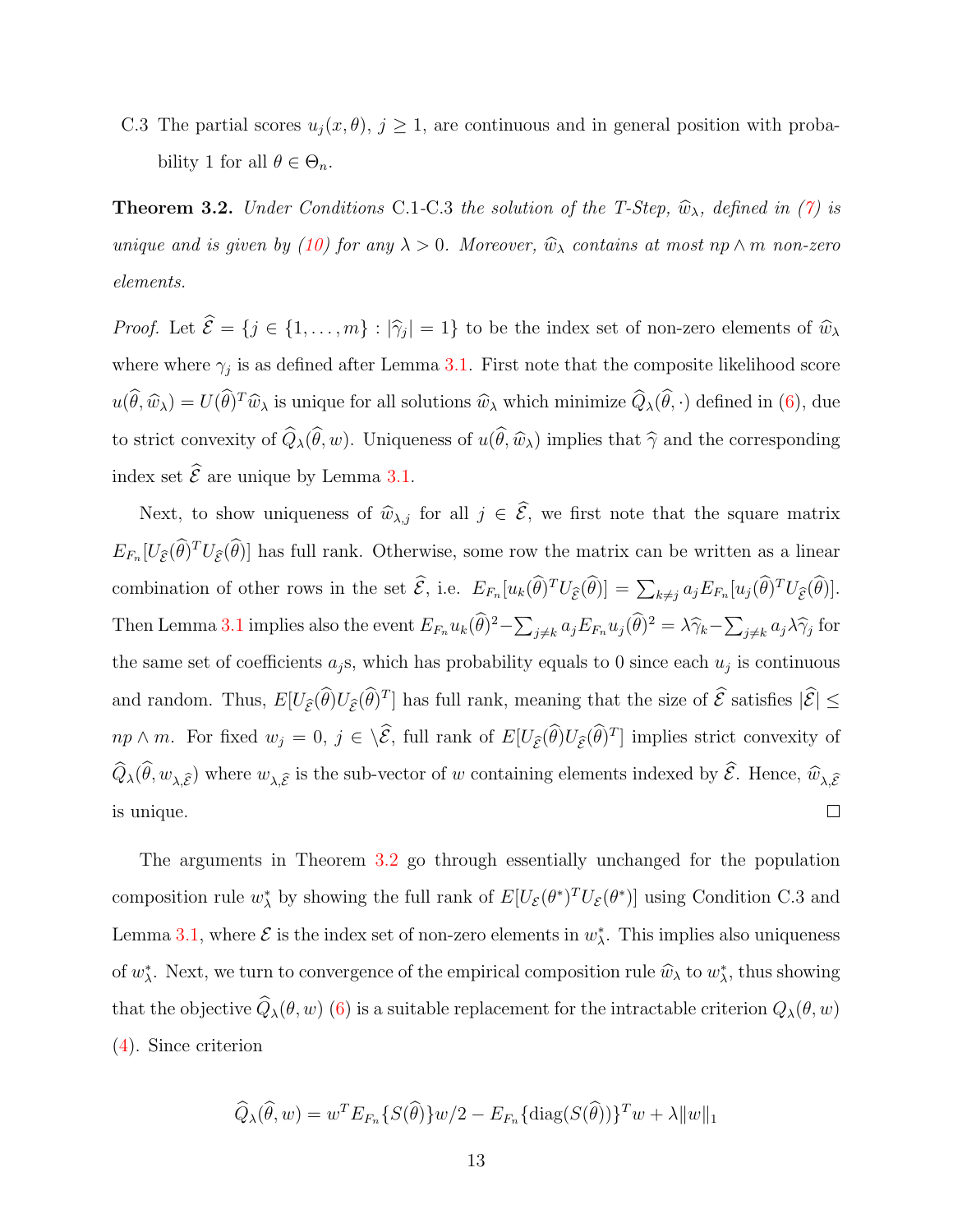C.3 The partial scores $u_j(x, \theta)$, $j \geq 1$, are continuous and in general position with probability 1 for all $\theta \in \Theta_n$.

**Theorem 3.2.** *Under Conditions* C.1-C.3 *the solution of the T-Step, $\widehat{w}_\lambda$, defined in (7) is unique and is given by (10) for any $\lambda > 0$. Moreover, $\widehat{w}_\lambda$ contains at most $np \wedge m$ non-zero elements.*

*Proof.* Let $\widehat{\mathcal{E}} = \{j \in \{1, \dots, m\} : |\widehat{\gamma}_j| = 1\}$ to be the index set of non-zero elements of $\widehat{w}_\lambda$ where where $\gamma_j$ is as defined after Lemma 3.1. First note that the composite likelihood score $u(\widehat{\theta}, \widehat{w}_\lambda) = U(\widehat{\theta})^T \widehat{w}_\lambda$ is unique for all solutions $\widehat{w}_\lambda$ which minimize $\widehat{Q}_\lambda(\widehat{\theta}, \cdot)$ defined in (6), due to strict convexity of $\widehat{Q}_\lambda(\widehat{\theta}, w)$. Uniqueness of $u(\widehat{\theta}, \widehat{w}_\lambda)$ implies that $\widehat{\gamma}$ and the corresponding index set $\widehat{\mathcal{E}}$ are unique by Lemma 3.1.

Next, to show uniqueness of $\widehat{w}_{\lambda,j}$ for all $j \in \widehat{\mathcal{E}}$, we first note that the square matrix $E_{F_n}[U_{\widehat{\mathcal{E}}}(\widehat{\theta})^T U_{\widehat{\mathcal{E}}}(\widehat{\theta})]$ has full rank. Otherwise, some row the matrix can be written as a linear combination of other rows in the set $\widehat{\mathcal{E}}$, i.e. $E_{F_n}[u_k(\widehat{\theta})^T U_{\widehat{\mathcal{E}}}(\widehat{\theta})] = \sum_{k \neq j} a_j E_{F_n}[u_j(\widehat{\theta})^T U_{\widehat{\mathcal{E}}}(\widehat{\theta})]$. Then Lemma 3.1 implies also the event $E_{F_n} u_k(\widehat{\theta})^2 - \sum_{j \neq k} a_j E_{F_n} u_j(\widehat{\theta})^2 = \lambda \widehat{\gamma}_k - \sum_{j \neq k} a_j \lambda \widehat{\gamma}_j$ for the same set of coefficients $a_j$s, which has probability equals to 0 since each $u_j$ is continuous and random. Thus, $E[U_{\widehat{\mathcal{E}}}(\widehat{\theta}) U_{\widehat{\mathcal{E}}}(\widehat{\theta})^T]$ has full rank, meaning that the size of $\widehat{\mathcal{E}}$ satisfies $|\widehat{\mathcal{E}}| \leq np \wedge m$. For fixed $w_j = 0$, $j \in \backslash \widehat{\mathcal{E}}$, full rank of $E[U_{\widehat{\mathcal{E}}}(\widehat{\theta}) U_{\widehat{\mathcal{E}}}(\widehat{\theta})^T]$ implies strict convexity of $\widehat{Q}_\lambda(\widehat{\theta}, w_{\lambda, \widehat{\mathcal{E}}})$ where $w_{\lambda, \widehat{\mathcal{E}}}$ is the sub-vector of $w$ containing elements indexed by $\widehat{\mathcal{E}}$. Hence, $\widehat{w}_{\lambda, \widehat{\mathcal{E}}}$ is unique. $\square$

The arguments in Theorem 3.2 go through essentially unchanged for the population composition rule $w^*_\lambda$ by showing the full rank of $E[U_{\mathcal{E}}(\theta^*)^T U_{\mathcal{E}}(\theta^*)]$ using Condition C.3 and Lemma 3.1, where $\mathcal{E}$ is the index set of non-zero elements in $w^*_\lambda$. This implies also uniqueness of $w^*_\lambda$. Next, we turn to convergence of the empirical composition rule $\widehat{w}_\lambda$ to $w^*_\lambda$, thus showing that the objective $\widehat{Q}_\lambda(\theta, w)$ (6) is a suitable replacement for the intractable criterion $Q_\lambda(\theta, w)$ (4). Since criterion

$$\widehat{Q}_\lambda(\widehat{\theta}, w) = w^T E_{F_n}\{S(\widehat{\theta})\} w / 2 - E_{F_n}\{\text{diag}(S(\widehat{\theta}))\}^T w + \lambda \|w\|_1$$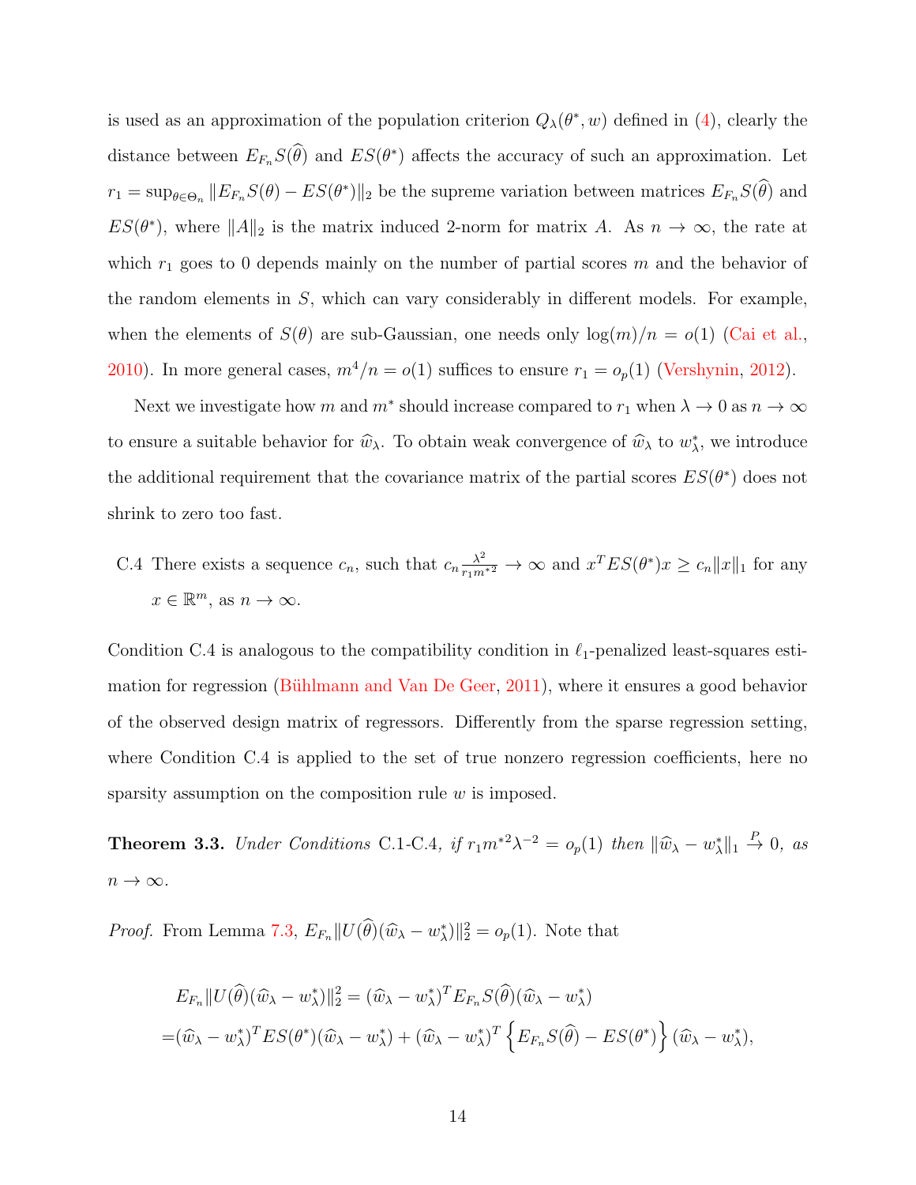is used as an approximation of the population criterion $Q_\lambda(\theta^*, w)$ defined in (4), clearly the distance between $E_{F_n} S(\widehat{\theta})$ and $ES(\theta^*)$ affects the accuracy of such an approximation. Let $r_1 = \sup_{\theta \in \Theta_n} \|E_{F_n} S(\theta) - ES(\theta^*)\|_2$ be the supreme variation between matrices $E_{F_n} S(\widehat{\theta})$ and $ES(\theta^*)$, where $\|A\|_2$ is the matrix induced 2-norm for matrix $A$. As $n \to \infty$, the rate at which $r_1$ goes to 0 depends mainly on the number of partial scores $m$ and the behavior of the random elements in $S$, which can vary considerably in different models. For example, when the elements of $S(\theta)$ are sub-Gaussian, one needs only $\log(m)/n = o(1)$ (Cai et al., 2010). In more general cases, $m^4/n = o(1)$ suffices to ensure $r_1 = o_p(1)$ (Vershynin, 2012).

Next we investigate how $m$ and $m^*$ should increase compared to $r_1$ when $\lambda \to 0$ as $n \to \infty$ to ensure a suitable behavior for $\widehat{w}_\lambda$. To obtain weak convergence of $\widehat{w}_\lambda$ to $w^*_\lambda$, we introduce the additional requirement that the covariance matrix of the partial scores $ES(\theta^*)$ does not shrink to zero too fast.

C.4 There exists a sequence $c_n$, such that $c_n \frac{\lambda^2}{r_1 m^{*2}} \to \infty$ and $x^T ES(\theta^*) x \geq c_n \|x\|_1$ for any $x \in \mathbb{R}^m$, as $n \to \infty$.

Condition C.4 is analogous to the compatibility condition in $\ell_1$-penalized least-squares estimation for regression (Bühlmann and Van De Geer, 2011), where it ensures a good behavior of the observed design matrix of regressors. Differently from the sparse regression setting, where Condition C.4 is applied to the set of true nonzero regression coefficients, here no sparsity assumption on the composition rule $w$ is imposed.

**Theorem 3.3.** *Under Conditions C.1-C.4, if $r_1 m^{*2} \lambda^{-2} = o_p(1)$ then $\|\widehat{w}_\lambda - w^*_\lambda\|_1 \xrightarrow{P} 0$, as $n \to \infty$.*

*Proof.* From Lemma 7.3, $E_{F_n} \|U(\widehat{\theta})(\widehat{w}_\lambda - w^*_\lambda)\|_2^2 = o_p(1)$. Note that

$$
\begin{aligned}
&E_{F_n} \|U(\widehat{\theta})(\widehat{w}_\lambda - w^*_\lambda)\|_2^2 = (\widehat{w}_\lambda - w^*_\lambda)^T E_{F_n} S(\widehat{\theta})(\widehat{w}_\lambda - w^*_\lambda) \\
=&(\widehat{w}_\lambda - w^*_\lambda)^T ES(\theta^*)(\widehat{w}_\lambda - w^*_\lambda) + (\widehat{w}_\lambda - w^*_\lambda)^T \left\{ E_{F_n} S(\widehat{\theta}) - ES(\theta^*) \right\} (\widehat{w}_\lambda - w^*_\lambda),
\end{aligned}
$$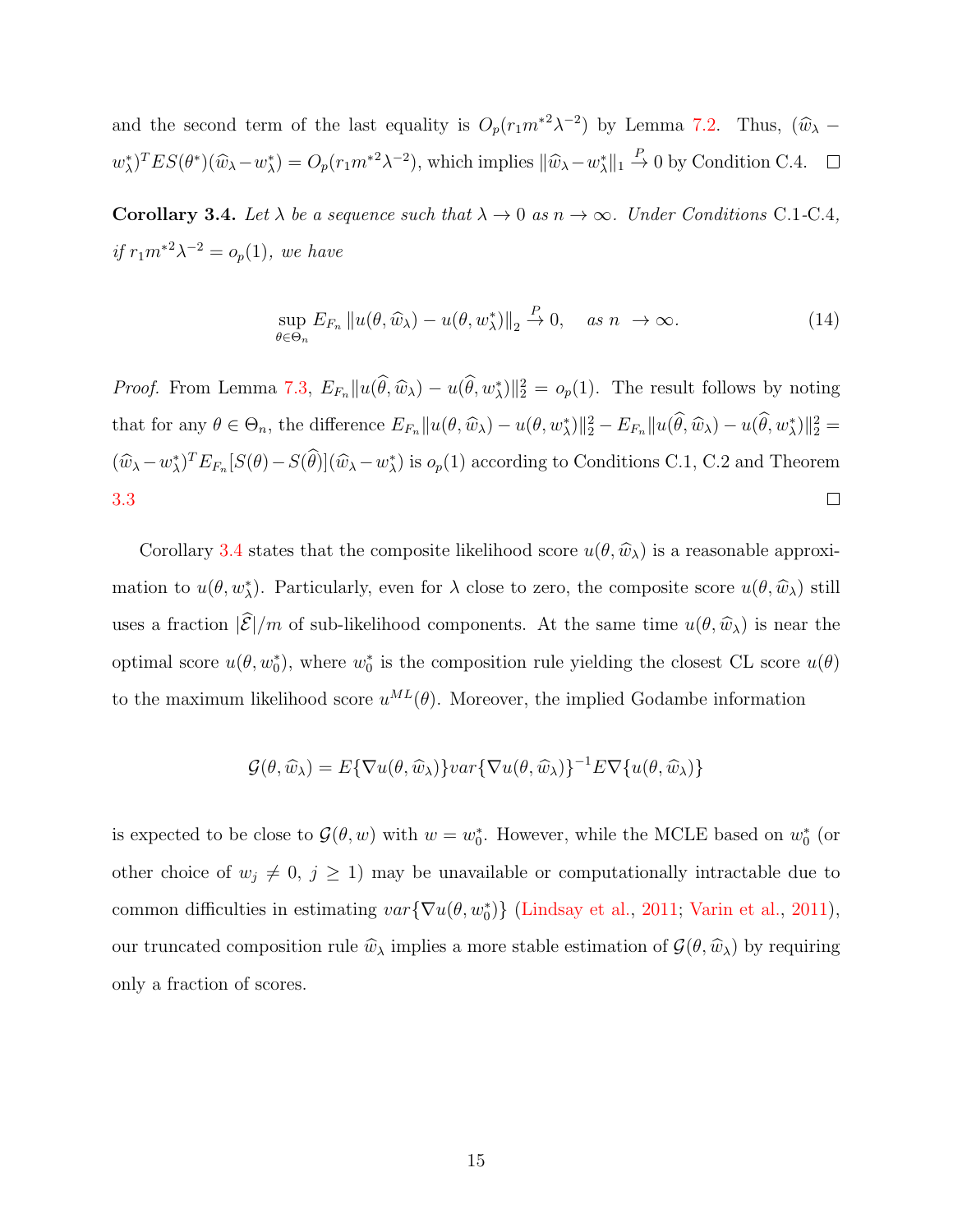and the second term of the last equality is $O_p(r_1 m^{*2}\lambda^{-2})$ by Lemma 7.2. Thus, $(\widehat{w}_\lambda - w^*_\lambda)^T ES(\theta^*)(\widehat{w}_\lambda - w^*_\lambda) = O_p(r_1 m^{*2}\lambda^{-2})$, which implies $\|\widehat{w}_\lambda - w^*_\lambda\|_1 \xrightarrow{P} 0$ by Condition C.4. $\square$

**Corollary 3.4.** *Let $\lambda$ be a sequence such that $\lambda \to 0$ as $n \to \infty$. Under Conditions C.1-C.4, if $r_1 m^{*2}\lambda^{-2} = o_p(1)$, we have*

$$\sup_{\theta \in \Theta_n} E_{F_n} \|u(\theta, \widehat{w}_\lambda) - u(\theta, w^*_\lambda)\|_2 \xrightarrow{P} 0, \quad \text{as } n \to \infty. \tag{14}$$

*Proof.* From Lemma 7.3, $E_{F_n}\|u(\widehat{\theta}, \widehat{w}_\lambda) - u(\widehat{\theta}, w^*_\lambda)\|_2^2 = o_p(1)$. The result follows by noting that for any $\theta \in \Theta_n$, the difference $E_{F_n}\|u(\theta, \widehat{w}_\lambda) - u(\theta, w^*_\lambda)\|_2^2 - E_{F_n}\|u(\widehat{\theta}, \widehat{w}_\lambda) - u(\widehat{\theta}, w^*_\lambda)\|_2^2 = (\widehat{w}_\lambda - w^*_\lambda)^T E_{F_n}[S(\theta) - S(\widehat{\theta})](\widehat{w}_\lambda - w^*_\lambda)$ is $o_p(1)$ according to Conditions C.1, C.2 and Theorem 3.3 $\square$

Corollary 3.4 states that the composite likelihood score $u(\theta, \widehat{w}_\lambda)$ is a reasonable approximation to $u(\theta, w^*_\lambda)$. Particularly, even for $\lambda$ close to zero, the composite score $u(\theta, \widehat{w}_\lambda)$ still uses a fraction $|\widehat{\mathcal{E}}|/m$ of sub-likelihood components. At the same time $u(\theta, \widehat{w}_\lambda)$ is near the optimal score $u(\theta, w^*_0)$, where $w^*_0$ is the composition rule yielding the closest CL score $u(\theta)$ to the maximum likelihood score $u^{ML}(\theta)$. Moreover, the implied Godambe information

$$\mathcal{G}(\theta, \widehat{w}_\lambda) = E\{\nabla u(\theta, \widehat{w}_\lambda)\} var\{\nabla u(\theta, \widehat{w}_\lambda)\}^{-1} E\nabla\{u(\theta, \widehat{w}_\lambda)\}$$

is expected to be close to $\mathcal{G}(\theta, w)$ with $w = w^*_0$. However, while the MCLE based on $w^*_0$ (or other choice of $w_j \neq 0$, $j \geq 1$) may be unavailable or computationally intractable due to common difficulties in estimating $var\{\nabla u(\theta, w^*_0)\}$ (Lindsay et al., 2011; Varin et al., 2011), our truncated composition rule $\widehat{w}_\lambda$ implies a more stable estimation of $\mathcal{G}(\theta, \widehat{w}_\lambda)$ by requiring only a fraction of scores.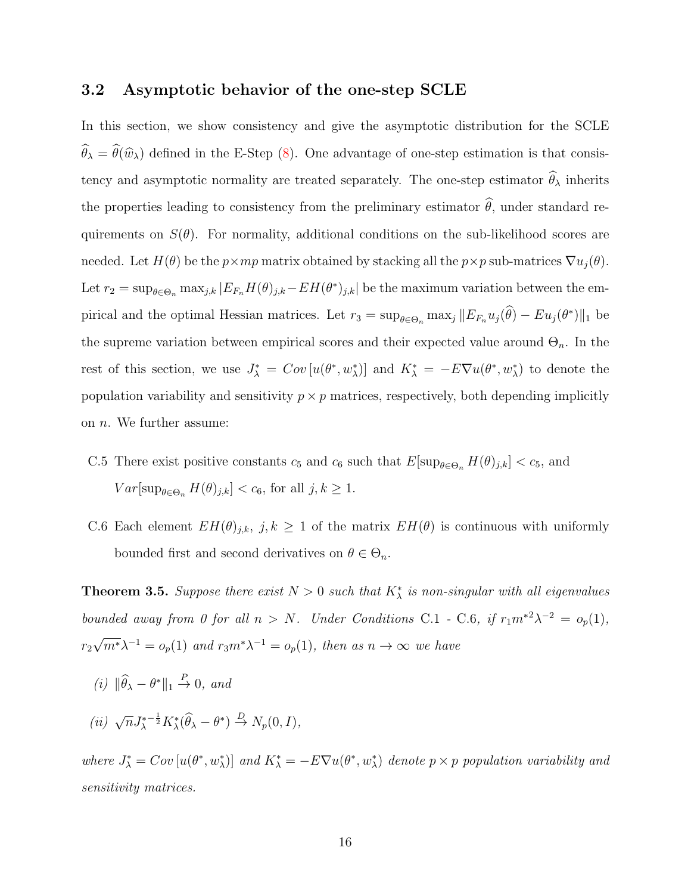### 3.2 Asymptotic behavior of the one-step SCLE

In this section, we show consistency and give the asymptotic distribution for the SCLE $\widehat{\theta}_\lambda = \widehat{\theta}(\widehat{w}_\lambda)$ defined in the E-Step (8). One advantage of one-step estimation is that consistency and asymptotic normality are treated separately. The one-step estimator $\widehat{\theta}_\lambda$ inherits the properties leading to consistency from the preliminary estimator $\widehat{\theta}$, under standard requirements on $S(\theta)$. For normality, additional conditions on the sub-likelihood scores are needed. Let $H(\theta)$ be the $p \times mp$ matrix obtained by stacking all the $p \times p$ sub-matrices $\nabla u_j(\theta)$. Let $r_2 = \sup_{\theta \in \Theta_n} \max_{j,k} |E_{F_n} H(\theta)_{j,k} - EH(\theta^*)_{j,k}|$ be the maximum variation between the empirical and the optimal Hessian matrices. Let $r_3 = \sup_{\theta \in \Theta_n} \max_j \|E_{F_n} u_j(\widehat{\theta}) - Eu_j(\theta^*)\|_1$ be the supreme variation between empirical scores and their expected value around $\Theta_n$. In the rest of this section, we use $J^*_\lambda = Cov\,[u(\theta^*, w^*_\lambda)]$ and $K^*_\lambda = -E\nabla u(\theta^*, w^*_\lambda)$ to denote the population variability and sensitivity $p \times p$ matrices, respectively, both depending implicitly on $n$. We further assume:

- C.5 There exist positive constants $c_5$ and $c_6$ such that $E[\sup_{\theta \in \Theta_n} H(\theta)_{j,k}] < c_5$, and $Var[\sup_{\theta \in \Theta_n} H(\theta)_{j,k}] < c_6$, for all $j, k \geq 1$.
- C.6 Each element $EH(\theta)_{j,k}$, $j, k \geq 1$ of the matrix $EH(\theta)$ is continuous with uniformly bounded first and second derivatives on $\theta \in \Theta_n$.

**Theorem 3.5.** *Suppose there exist $N > 0$ such that $K^*_\lambda$ is non-singular with all eigenvalues bounded away from 0 for all $n > N$. Under Conditions C.1 - C.6, if $r_1 m^{*2} \lambda^{-2} = o_p(1)$, $r_2 \sqrt{m^*} \lambda^{-1} = o_p(1)$ and $r_3 m^* \lambda^{-1} = o_p(1)$, then as $n \to \infty$ we have*

*(i)* $\|\widehat{\theta}_\lambda - \theta^*\|_1 \xrightarrow{P} 0$, *and*

*(ii)* $\sqrt{n} J^{*-\frac{1}{2}}_\lambda K^*_\lambda (\widehat{\theta}_\lambda - \theta^*) \xrightarrow{D} N_p(0, I)$,

*where $J^*_\lambda = Cov\,[u(\theta^*, w^*_\lambda)]$ and $K^*_\lambda = -E\nabla u(\theta^*, w^*_\lambda)$ denote $p \times p$ population variability and sensitivity matrices.*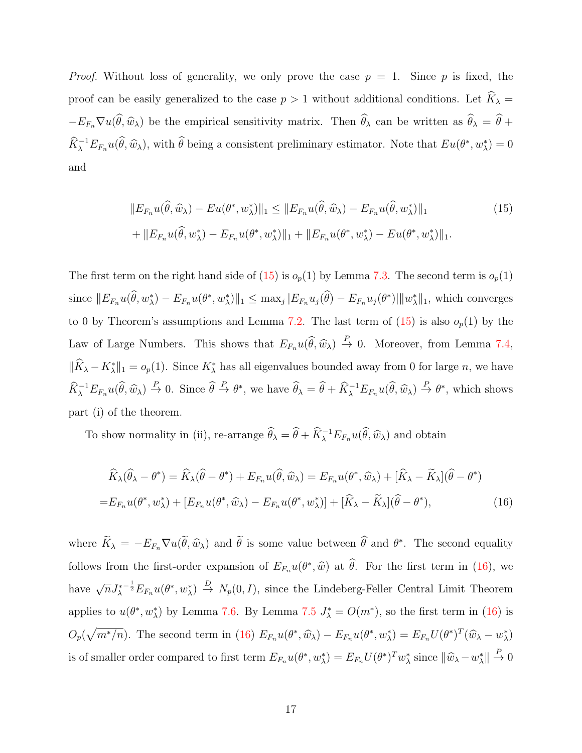*Proof.* Without loss of generality, we only prove the case $p = 1$. Since $p$ is fixed, the proof can be easily generalized to the case $p > 1$ without additional conditions. Let $\widehat{K}_\lambda = -E_{F_n}\nabla u(\widehat{\theta}, \widehat{w}_\lambda)$ be the empirical sensitivity matrix. Then $\widehat{\theta}_\lambda$ can be written as $\widehat{\theta}_\lambda = \widehat{\theta} + \widehat{K}_\lambda^{-1} E_{F_n} u(\widehat{\theta}, \widehat{w}_\lambda)$, with $\widehat{\theta}$ being a consistent preliminary estimator. Note that $Eu(\theta^*, w_\lambda^*) = 0$ and

$$
\begin{aligned}
\|E_{F_n}u(\widehat{\theta}, \widehat{w}_\lambda) - Eu(\theta^*, w_\lambda^*)\|_1 &\le \|E_{F_n}u(\widehat{\theta}, \widehat{w}_\lambda) - E_{F_n}u(\widehat{\theta}, w_\lambda^*)\|_1 \\
&+ \|E_{F_n}u(\widehat{\theta}, w_\lambda^*) - E_{F_n}u(\theta^*, w_\lambda^*)\|_1 + \|E_{F_n}u(\theta^*, w_\lambda^*) - Eu(\theta^*, w_\lambda^*)\|_1.
\end{aligned}
\tag{15}
$$

The first term on the right hand side of (15) is $o_p(1)$ by Lemma 7.3. The second term is $o_p(1)$ since $\|E_{F_n}u(\widehat{\theta}, w_\lambda^*) - E_{F_n}u(\theta^*, w_\lambda^*)\|_1 \le \max_j |E_{F_n}u_j(\widehat{\theta}) - E_{F_n}u_j(\theta^*)| \|w_\lambda^*\|_1$, which converges to 0 by Theorem's assumptions and Lemma 7.2. The last term of (15) is also $o_p(1)$ by the Law of Large Numbers. This shows that $E_{F_n}u(\widehat{\theta}, \widehat{w}_\lambda) \xrightarrow{P} 0$. Moreover, from Lemma 7.4, $\|\widehat{K}_\lambda - K_\lambda^*\|_1 = o_p(1)$. Since $K_\lambda^*$ has all eigenvalues bounded away from 0 for large $n$, we have $\widehat{K}_\lambda^{-1} E_{F_n}u(\widehat{\theta}, \widehat{w}_\lambda) \xrightarrow{P} 0$. Since $\widehat{\theta} \xrightarrow{P} \theta^*$, we have $\widehat{\theta}_\lambda = \widehat{\theta} + \widehat{K}_\lambda^{-1} E_{F_n}u(\widehat{\theta}, \widehat{w}_\lambda) \xrightarrow{P} \theta^*$, which shows part (i) of the theorem.

To show normality in (ii), re-arrange $\widehat{\theta}_\lambda = \widehat{\theta} + \widehat{K}_\lambda^{-1} E_{F_n}u(\widehat{\theta}, \widehat{w}_\lambda)$ and obtain

$$
\begin{aligned}
\widehat{K}_\lambda(\widehat{\theta}_\lambda - \theta^*) &= \widehat{K}_\lambda(\widehat{\theta} - \theta^*) + E_{F_n}u(\widehat{\theta}, \widehat{w}_\lambda) = E_{F_n}u(\theta^*, \widehat{w}_\lambda) + [\widehat{K}_\lambda - \widetilde{K}_\lambda](\widehat{\theta} - \theta^*) \\
&= E_{F_n}u(\theta^*, w_\lambda^*) + [E_{F_n}u(\theta^*, \widehat{w}_\lambda) - E_{F_n}u(\theta^*, w_\lambda^*)] + [\widehat{K}_\lambda - \widetilde{K}_\lambda](\widehat{\theta} - \theta^*),
\end{aligned}
\tag{16}
$$

where $\widetilde{K}_\lambda = -E_{F_n}\nabla u(\widetilde{\theta}, \widehat{w}_\lambda)$ and $\widetilde{\theta}$ is some value between $\widehat{\theta}$ and $\theta^*$. The second equality follows from the first-order expansion of $E_{F_n}u(\theta^*, \widehat{w})$ at $\widehat{\theta}$. For the first term in (16), we have $\sqrt{n} J_\lambda^{*-\frac{1}{2}} E_{F_n}u(\theta^*, w_\lambda^*) \xrightarrow{D} N_p(0, I)$, since the Lindeberg-Feller Central Limit Theorem applies to $u(\theta^*, w_\lambda^*)$ by Lemma 7.6. By Lemma 7.5 $J_\lambda^* = O(m^*)$, so the first term in (16) is $O_p(\sqrt{m^*/n})$. The second term in (16) $E_{F_n}u(\theta^*, \widehat{w}_\lambda) - E_{F_n}u(\theta^*, w_\lambda^*) = E_{F_n}U(\theta^*)^T(\widehat{w}_\lambda - w_\lambda^*)$ is of smaller order compared to first term $E_{F_n}u(\theta^*, w_\lambda^*) = E_{F_n}U(\theta^*)^T w_\lambda^*$ since $\|\widehat{w}_\lambda - w_\lambda^*\| \xrightarrow{P} 0$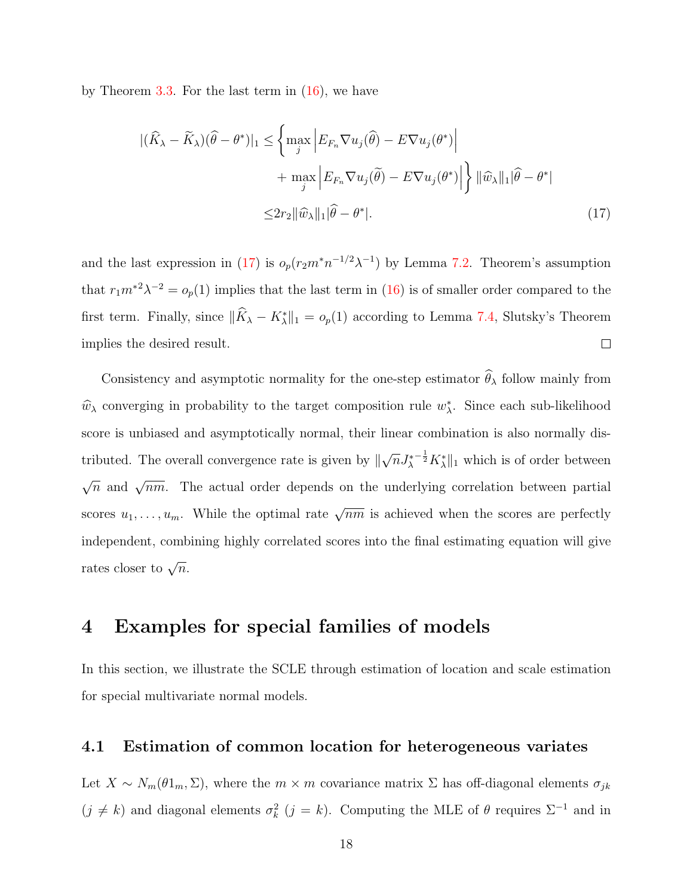by Theorem 3.3. For the last term in (16), we have

$$
\begin{aligned}
|(\widehat{K}_\lambda - \widetilde{K}_\lambda)(\widehat{\theta} - \theta^*)|_1 \leq & \left\{ \max_j \left| E_{F_n} \nabla u_j(\widehat{\theta}) - E \nabla u_j(\theta^*) \right| \right. \\
& \left. + \max_j \left| E_{F_n} \nabla u_j(\widetilde{\theta}) - E \nabla u_j(\theta^*) \right| \right\} \|\widehat{w}_\lambda\|_1 |\widehat{\theta} - \theta^*| \\
\leq & 2 r_2 \|\widehat{w}_\lambda\|_1 |\widehat{\theta} - \theta^*|. \qquad (17)
\end{aligned}
$$

and the last expression in (17) is $o_p(r_2 m^* n^{-1/2} \lambda^{-1})$ by Lemma 7.2. Theorem's assumption that $r_1 m^{*2} \lambda^{-2} = o_p(1)$ implies that the last term in (16) is of smaller order compared to the first term. Finally, since $\|\widehat{K}_\lambda - K^*_\lambda\|_1 = o_p(1)$ according to Lemma 7.4, Slutsky's Theorem implies the desired result. □

Consistency and asymptotic normality for the one-step estimator $\widehat{\theta}_\lambda$ follow mainly from $\widehat{w}_\lambda$ converging in probability to the target composition rule $w^*_\lambda$. Since each sub-likelihood score is unbiased and asymptotically normal, their linear combination is also normally distributed. The overall convergence rate is given by $\|\sqrt{n} J_\lambda^{*-\frac{1}{2}} K^*_\lambda\|_1$ which is of order between $\sqrt{n}$ and $\sqrt{nm}$. The actual order depends on the underlying correlation between partial scores $u_1, \dots, u_m$. While the optimal rate $\sqrt{nm}$ is achieved when the scores are perfectly independent, combining highly correlated scores into the final estimating equation will give rates closer to $\sqrt{n}$.

## 4 Examples for special families of models

In this section, we illustrate the SCLE through estimation of location and scale estimation for special multivariate normal models.

### 4.1 Estimation of common location for heterogeneous variates

Let $X \sim N_m(\theta 1_m, \Sigma)$, where the $m \times m$ covariance matrix $\Sigma$ has off-diagonal elements $\sigma_{jk}$ ($j \neq k$) and diagonal elements $\sigma_k^2$ ($j = k$). Computing the MLE of $\theta$ requires $\Sigma^{-1}$ and in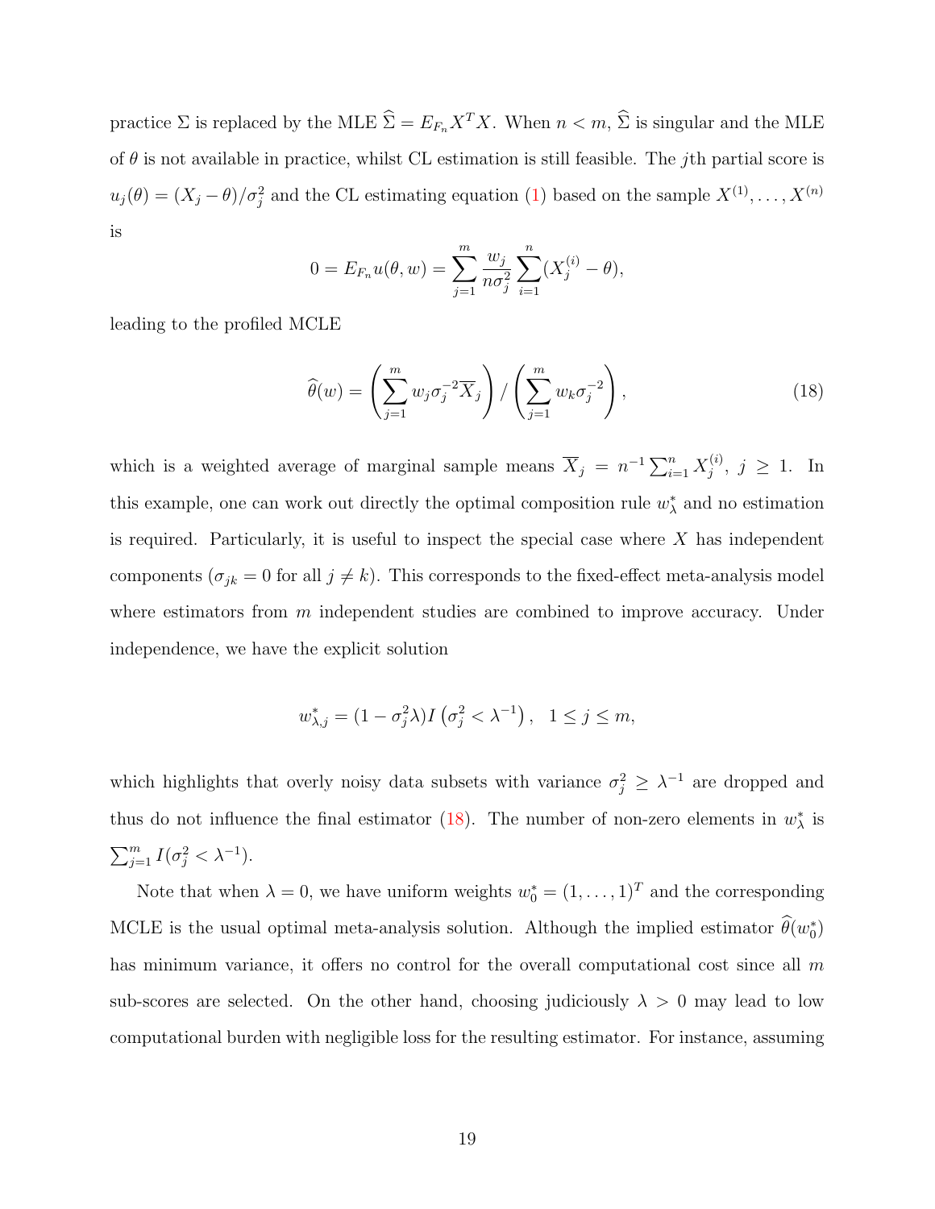practice $\Sigma$ is replaced by the MLE $\widehat{\Sigma} = E_{F_n} X^T X$. When $n < m$, $\widehat{\Sigma}$ is singular and the MLE of $\theta$ is not available in practice, whilst CL estimation is still feasible. The $j$th partial score is $u_j(\theta) = (X_j - \theta)/\sigma_j^2$ and the CL estimating equation (1) based on the sample $X^{(1)}, \ldots, X^{(n)}$ is

$$0 = E_{F_n} u(\theta, w) = \sum_{j=1}^{m} \frac{w_j}{n\sigma_j^2} \sum_{i=1}^{n} (X_j^{(i)} - \theta),$$

leading to the profiled MCLE

$$\widehat{\theta}(w) = \left( \sum_{j=1}^{m} w_j \sigma_j^{-2} \overline{X}_j \right) / \left( \sum_{j=1}^{m} w_k \sigma_j^{-2} \right), \tag{18}$$

which is a weighted average of marginal sample means $\overline{X}_j = n^{-1} \sum_{i=1}^{n} X_j^{(i)}$, $j \geq 1$. In this example, one can work out directly the optimal composition rule $w_\lambda^*$ and no estimation is required. Particularly, it is useful to inspect the special case where $X$ has independent components ($\sigma_{jk} = 0$ for all $j \neq k$). This corresponds to the fixed-effect meta-analysis model where estimators from $m$ independent studies are combined to improve accuracy. Under independence, we have the explicit solution

$$w_{\lambda,j}^* = (1 - \sigma_j^2 \lambda) I\left(\sigma_j^2 < \lambda^{-1}\right), \quad 1 \leq j \leq m,$$

which highlights that overly noisy data subsets with variance $\sigma_j^2 \geq \lambda^{-1}$ are dropped and thus do not influence the final estimator (18). The number of non-zero elements in $w_\lambda^*$ is $\sum_{j=1}^{m} I(\sigma_j^2 < \lambda^{-1})$.

Note that when $\lambda = 0$, we have uniform weights $w_0^* = (1, \ldots, 1)^T$ and the corresponding MCLE is the usual optimal meta-analysis solution. Although the implied estimator $\widehat{\theta}(w_0^*)$ has minimum variance, it offers no control for the overall computational cost since all $m$ sub-scores are selected. On the other hand, choosing judiciously $\lambda > 0$ may lead to low computational burden with negligible loss for the resulting estimator. For instance, assuming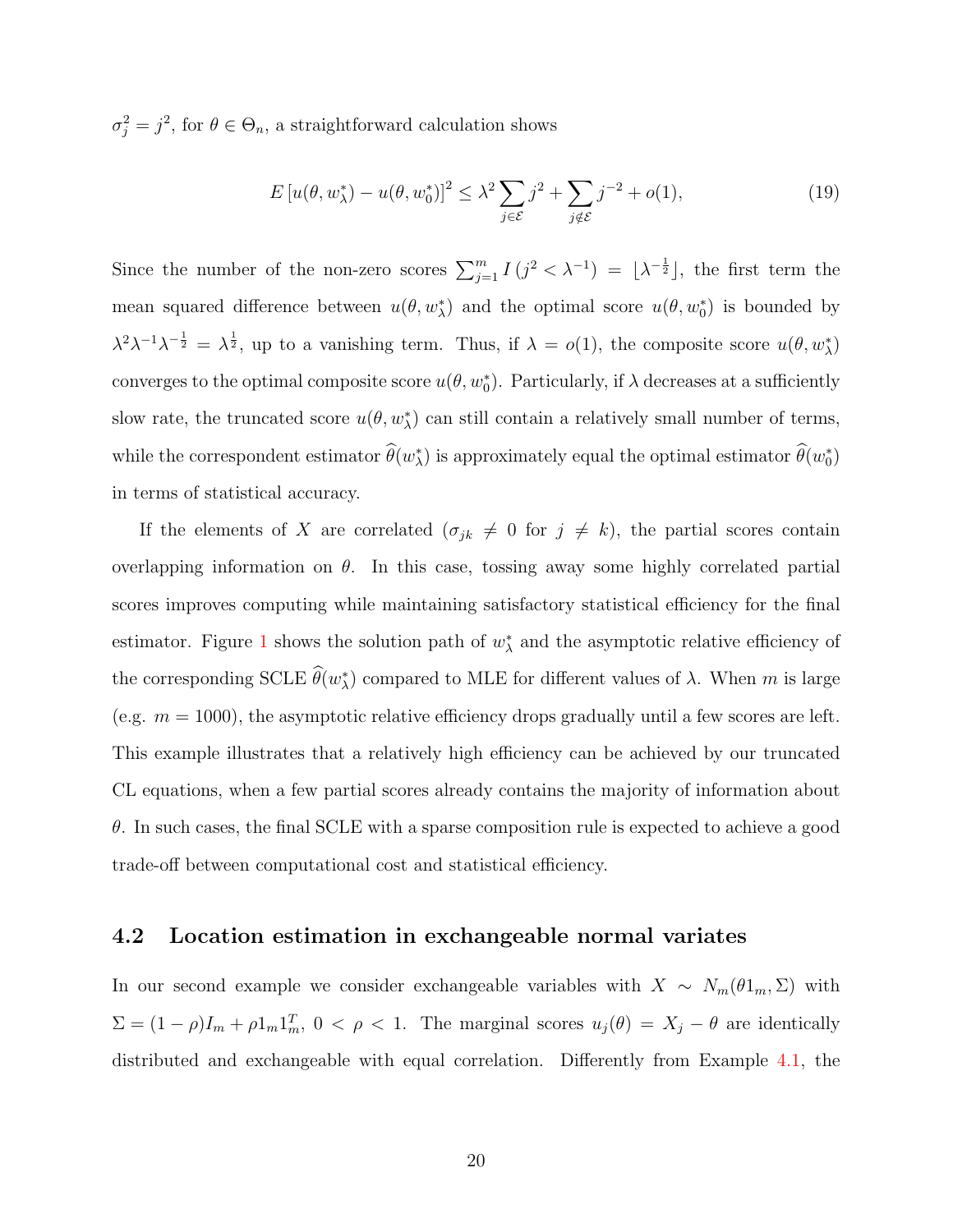$\sigma_j^2 = j^2$, for $\theta \in \Theta_n$, a straightforward calculation shows

$$E\left[u(\theta, w_\lambda^*) - u(\theta, w_0^*)\right]^2 \leq \lambda^2 \sum_{j \in \mathcal{E}} j^2 + \sum_{j \notin \mathcal{E}} j^{-2} + o(1), \tag{19}$$

Since the number of the non-zero scores $\sum_{j=1}^m I\left(j^2 < \lambda^{-1}\right) = \lfloor \lambda^{-\frac{1}{2}} \rfloor$, the first term the mean squared difference between $u(\theta, w_\lambda^*)$ and the optimal score $u(\theta, w_0^*)$ is bounded by $\lambda^2 \lambda^{-1} \lambda^{-\frac{1}{2}} = \lambda^{\frac{1}{2}}$, up to a vanishing term. Thus, if $\lambda = o(1)$, the composite score $u(\theta, w_\lambda^*)$ converges to the optimal composite score $u(\theta, w_0^*)$. Particularly, if $\lambda$ decreases at a sufficiently slow rate, the truncated score $u(\theta, w_\lambda^*)$ can still contain a relatively small number of terms, while the correspondent estimator $\widehat{\theta}(w_\lambda^*)$ is approximately equal the optimal estimator $\widehat{\theta}(w_0^*)$ in terms of statistical accuracy.

If the elements of $X$ are correlated ($\sigma_{jk} \neq 0$ for $j \neq k$), the partial scores contain overlapping information on $\theta$. In this case, tossing away some highly correlated partial scores improves computing while maintaining satisfactory statistical efficiency for the final estimator. Figure 1 shows the solution path of $w_\lambda^*$ and the asymptotic relative efficiency of the corresponding SCLE $\widehat{\theta}(w_\lambda^*)$ compared to MLE for different values of $\lambda$. When $m$ is large (e.g. $m = 1000$), the asymptotic relative efficiency drops gradually until a few scores are left. This example illustrates that a relatively high efficiency can be achieved by our truncated CL equations, when a few partial scores already contains the majority of information about $\theta$. In such cases, the final SCLE with a sparse composition rule is expected to achieve a good trade-off between computational cost and statistical efficiency.

## 4.2 Location estimation in exchangeable normal variates

In our second example we consider exchangeable variables with $X \sim N_m(\theta 1_m, \Sigma)$ with $\Sigma = (1-\rho)I_m + \rho 1_m 1_m^T$, $0 < \rho < 1$. The marginal scores $u_j(\theta) = X_j - \theta$ are identically distributed and exchangeable with equal correlation. Differently from Example 4.1, the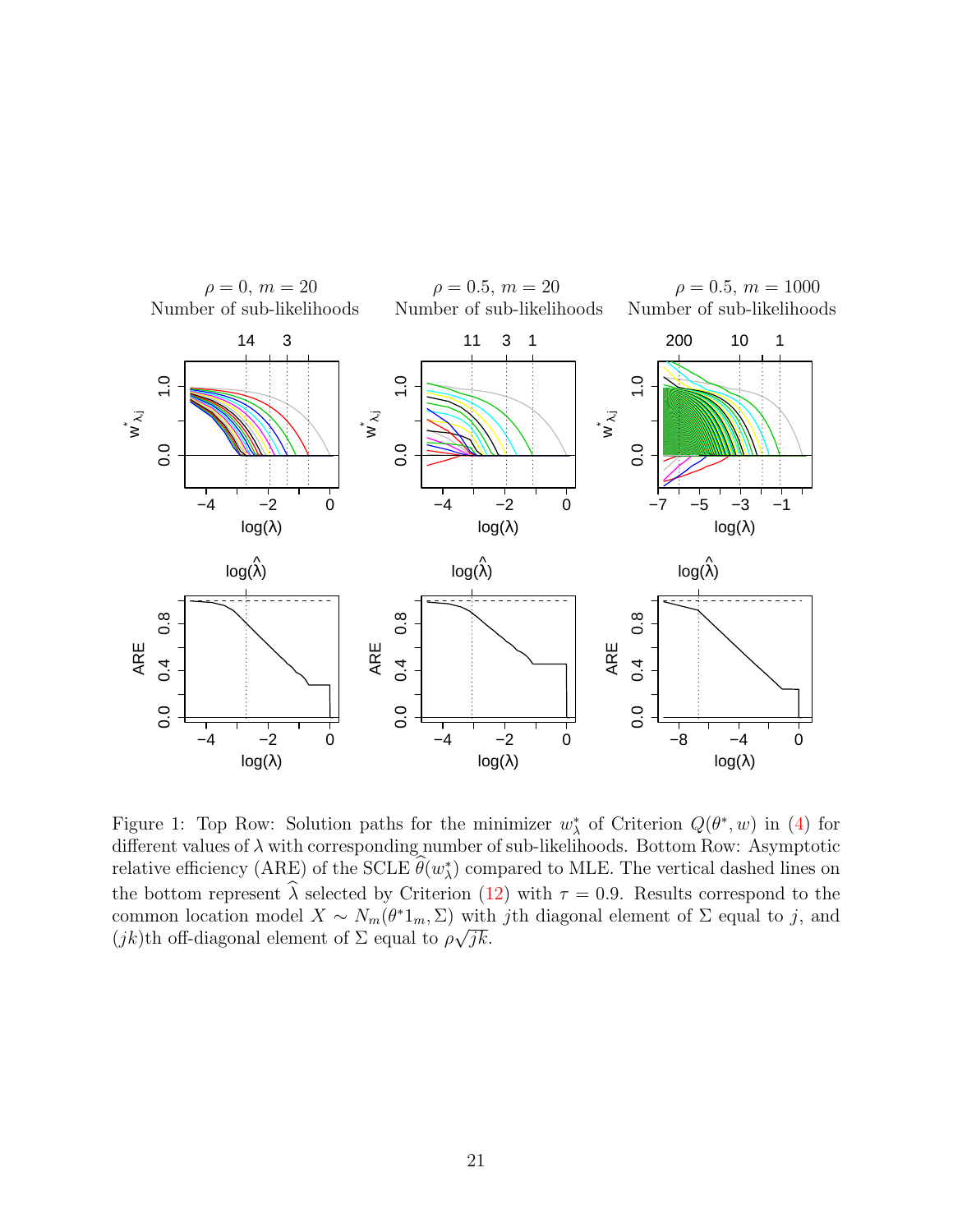Figure 1: Top Row: Solution paths for the minimizer $w^*_\lambda$ of Criterion $Q(\theta^*, w)$ in (4) for different values of $\lambda$ with corresponding number of sub-likelihoods. Bottom Row: Asymptotic relative efficiency (ARE) of the SCLE $\widehat{\theta}(w^*_\lambda)$ compared to MLE. The vertical dashed lines on the bottom represent $\widehat{\lambda}$ selected by Criterion (12) with $\tau = 0.9$. Results correspond to the common location model $X \sim N_m(\theta^* 1_m, \Sigma)$ with $j$th diagonal element of $\Sigma$ equal to $j$, and $(jk)$th off-diagonal element of $\Sigma$ equal to $\rho\sqrt{jk}$.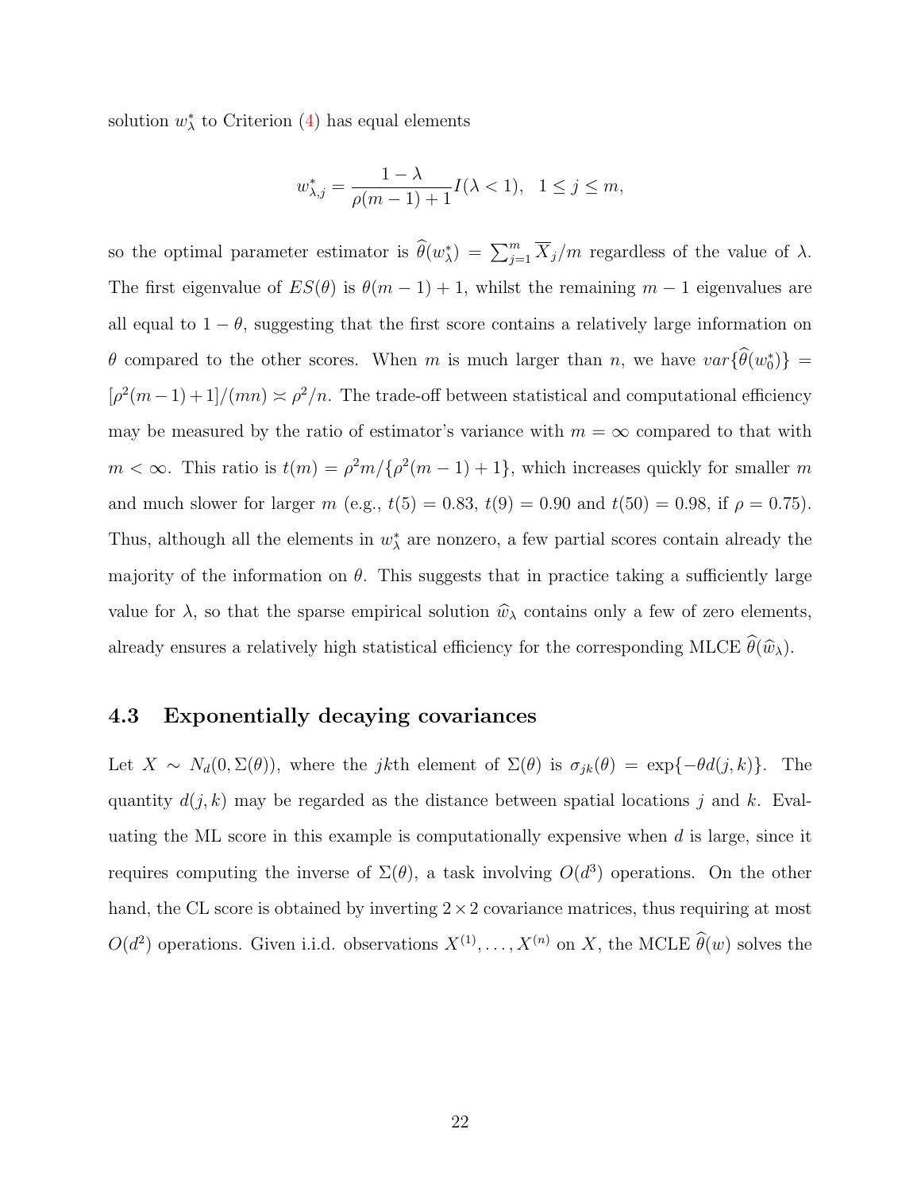solution $w^*_\lambda$ to Criterion (4) has equal elements

$$w^*_{\lambda,j} = \frac{1-\lambda}{\rho(m-1)+1} I(\lambda < 1), \quad 1 \leq j \leq m,$$

so the optimal parameter estimator is $\widehat{\theta}(w^*_\lambda) = \sum_{j=1}^m \overline{X}_j/m$ regardless of the value of $\lambda$. The first eigenvalue of $ES(\theta)$ is $\theta(m-1)+1$, whilst the remaining $m-1$ eigenvalues are all equal to $1-\theta$, suggesting that the first score contains a relatively large information on $\theta$ compared to the other scores. When $m$ is much larger than $n$, we have $var\{\widehat{\theta}(w^*_0)\} = [\rho^2(m-1)+1]/(mn) \asymp \rho^2/n$. The trade-off between statistical and computational efficiency may be measured by the ratio of estimator's variance with $m=\infty$ compared to that with $m<\infty$. This ratio is $t(m) = \rho^2 m/\{\rho^2(m-1)+1\}$, which increases quickly for smaller $m$ and much slower for larger $m$ (e.g., $t(5) = 0.83$, $t(9) = 0.90$ and $t(50) = 0.98$, if $\rho = 0.75$). Thus, although all the elements in $w^*_\lambda$ are nonzero, a few partial scores contain already the majority of the information on $\theta$. This suggests that in practice taking a sufficiently large value for $\lambda$, so that the sparse empirical solution $\widehat{w}_\lambda$ contains only a few of zero elements, already ensures a relatively high statistical efficiency for the corresponding MLCE $\widehat{\theta}(\widehat{w}_\lambda)$.

### 4.3 Exponentially decaying covariances

Let $X \sim N_d(0, \Sigma(\theta))$, where the $jk$th element of $\Sigma(\theta)$ is $\sigma_{jk}(\theta) = \exp\{-\theta d(j,k)\}$. The quantity $d(j,k)$ may be regarded as the distance between spatial locations $j$ and $k$. Evaluating the ML score in this example is computationally expensive when $d$ is large, since it requires computing the inverse of $\Sigma(\theta)$, a task involving $O(d^3)$ operations. On the other hand, the CL score is obtained by inverting $2 \times 2$ covariance matrices, thus requiring at most $O(d^2)$ operations. Given i.i.d. observations $X^{(1)}, \dots, X^{(n)}$ on $X$, the MCLE $\widehat{\theta}(w)$ solves the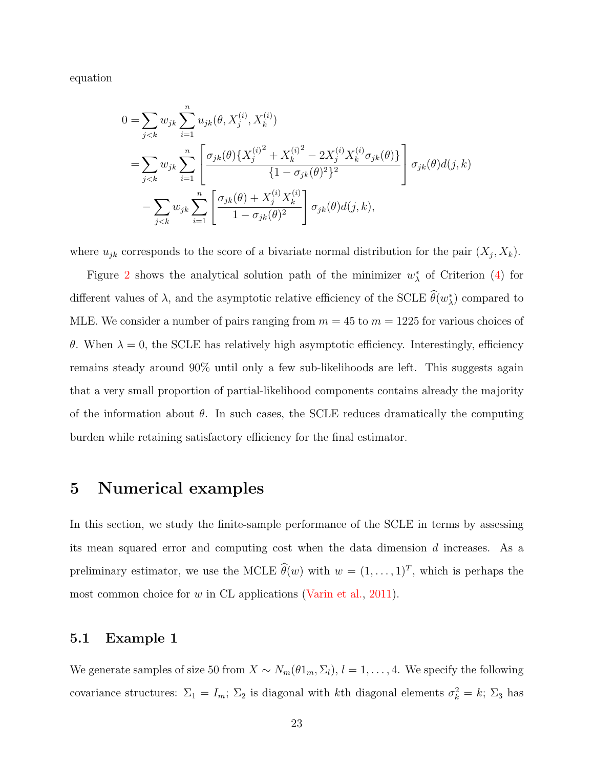equation

$$
\begin{aligned}
0 =& \sum_{j<k} w_{jk} \sum_{i=1}^{n} u_{jk}(\theta, X_j^{(i)}, X_k^{(i)}) \\
=& \sum_{j<k} w_{jk} \sum_{i=1}^{n} \left[ \frac{\sigma_{jk}(\theta)\{X_j^{(i)2} + X_k^{(i)2} - 2X_j^{(i)}X_k^{(i)}\sigma_{jk}(\theta)\}}{\{1-\sigma_{jk}(\theta)^2\}^2} \right] \sigma_{jk}(\theta) d(j,k) \\
& - \sum_{j<k} w_{jk} \sum_{i=1}^{n} \left[ \frac{\sigma_{jk}(\theta) + X_j^{(i)}X_k^{(i)}}{1-\sigma_{jk}(\theta)^2} \right] \sigma_{jk}(\theta) d(j,k),
\end{aligned}
$$

where $u_{jk}$ corresponds to the score of a bivariate normal distribution for the pair $(X_j, X_k)$.

Figure 2 shows the analytical solution path of the minimizer $w_\lambda^*$ of Criterion (4) for different values of $\lambda$, and the asymptotic relative efficiency of the SCLE $\widehat{\theta}(w_\lambda^*)$ compared to MLE. We consider a number of pairs ranging from $m = 45$ to $m = 1225$ for various choices of $\theta$. When $\lambda = 0$, the SCLE has relatively high asymptotic efficiency. Interestingly, efficiency remains steady around 90% until only a few sub-likelihoods are left. This suggests again that a very small proportion of partial-likelihood components contains already the majority of the information about $\theta$. In such cases, the SCLE reduces dramatically the computing burden while retaining satisfactory efficiency for the final estimator.

# 5 Numerical examples

In this section, we study the finite-sample performance of the SCLE in terms by assessing its mean squared error and computing cost when the data dimension $d$ increases. As a preliminary estimator, we use the MCLE $\widehat{\theta}(w)$ with $w = (1, \ldots, 1)^T$, which is perhaps the most common choice for $w$ in CL applications (Varin et al., 2011).

## 5.1 Example 1

We generate samples of size 50 from $X \sim N_m(\theta 1_m, \Sigma_l)$, $l = 1, \ldots, 4$. We specify the following covariance structures: $\Sigma_1 = I_m$; $\Sigma_2$ is diagonal with $k$th diagonal elements $\sigma_k^2 = k$; $\Sigma_3$ has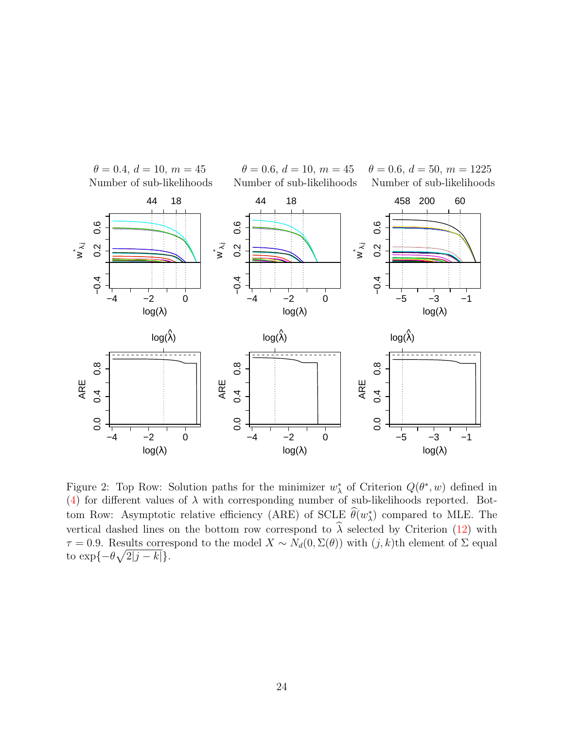Figure 2: Top Row: Solution paths for the minimizer $w^*_\lambda$ of Criterion $Q(\theta^*, w)$ defined in (4) for different values of $\lambda$ with corresponding number of sub-likelihoods reported. Bottom Row: Asymptotic relative efficiency (ARE) of SCLE $\widehat{\theta}(w^*_\lambda)$ compared to MLE. The vertical dashed lines on the bottom row correspond to $\widehat{\lambda}$ selected by Criterion (12) with $\tau = 0.9$. Results correspond to the model $X \sim N_d(0, \Sigma(\theta))$ with $(j, k)$th element of $\Sigma$ equal to $\exp\{-\theta\sqrt{2|j-k|}\}$.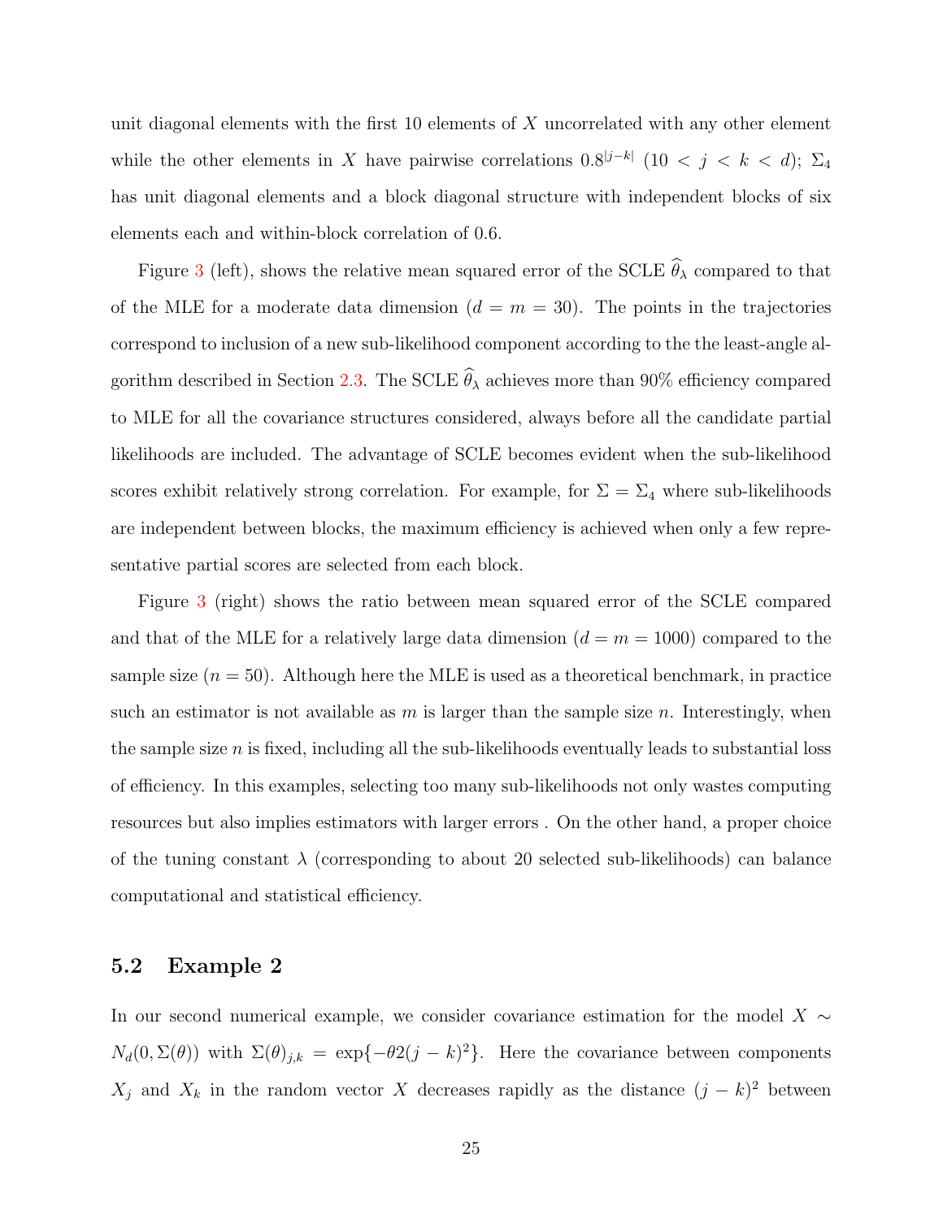unit diagonal elements with the first 10 elements of $X$ uncorrelated with any other element while the other elements in $X$ have pairwise correlations $0.8^{|j-k|}$ $(10 < j < k < d)$; $\Sigma_4$ has unit diagonal elements and a block diagonal structure with independent blocks of six elements each and within-block correlation of 0.6.

Figure 3 (left), shows the relative mean squared error of the SCLE $\widehat{\theta}_\lambda$ compared to that of the MLE for a moderate data dimension ($d = m = 30$). The points in the trajectories correspond to inclusion of a new sub-likelihood component according to the the least-angle algorithm described in Section 2.3. The SCLE $\widehat{\theta}_\lambda$ achieves more than 90% efficiency compared to MLE for all the covariance structures considered, always before all the candidate partial likelihoods are included. The advantage of SCLE becomes evident when the sub-likelihood scores exhibit relatively strong correlation. For example, for $\Sigma = \Sigma_4$ where sub-likelihoods are independent between blocks, the maximum efficiency is achieved when only a few representative partial scores are selected from each block.

Figure 3 (right) shows the ratio between mean squared error of the SCLE compared and that of the MLE for a relatively large data dimension ($d = m = 1000$) compared to the sample size ($n = 50$). Although here the MLE is used as a theoretical benchmark, in practice such an estimator is not available as $m$ is larger than the sample size $n$. Interestingly, when the sample size $n$ is fixed, including all the sub-likelihoods eventually leads to substantial loss of efficiency. In this examples, selecting too many sub-likelihoods not only wastes computing resources but also implies estimators with larger errors . On the other hand, a proper choice of the tuning constant $\lambda$ (corresponding to about 20 selected sub-likelihoods) can balance computational and statistical efficiency.

### 5.2 Example 2

In our second numerical example, we consider covariance estimation for the model $X \sim N_d(0, \Sigma(\theta))$ with $\Sigma(\theta)_{j,k} = \exp\{-\theta 2(j-k)^2\}$. Here the covariance between components $X_j$ and $X_k$ in the random vector $X$ decreases rapidly as the distance $(j-k)^2$ between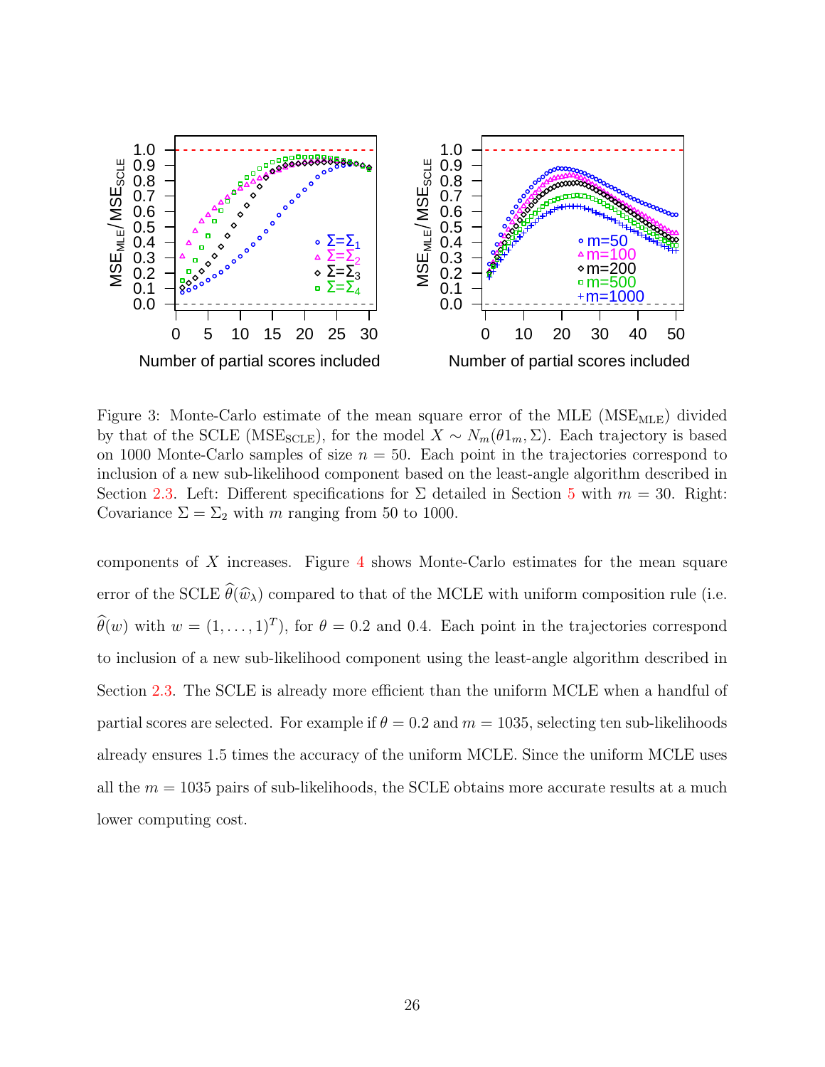Figure 3: Monte-Carlo estimate of the mean square error of the MLE ($\mathrm{MSE}_{\mathrm{MLE}}$) divided by that of the SCLE ($\mathrm{MSE}_{\mathrm{SCLE}}$), for the model $X \sim N_m(\theta 1_m, \Sigma)$. Each trajectory is based on 1000 Monte-Carlo samples of size $n = 50$. Each point in the trajectories correspond to inclusion of a new sub-likelihood component based on the least-angle algorithm described in Section 2.3. Left: Different specifications for $\Sigma$ detailed in Section 5 with $m = 30$. Right: Covariance $\Sigma = \Sigma_2$ with $m$ ranging from 50 to 1000.

components of $X$ increases. Figure 4 shows Monte-Carlo estimates for the mean square error of the SCLE $\widehat{\theta}(\widehat{w}_\lambda)$ compared to that of the MCLE with uniform composition rule (i.e. $\widehat{\theta}(w)$ with $w = (1, \ldots, 1)^T$), for $\theta = 0.2$ and $0.4$. Each point in the trajectories correspond to inclusion of a new sub-likelihood component using the least-angle algorithm described in Section 2.3. The SCLE is already more efficient than the uniform MCLE when a handful of partial scores are selected. For example if $\theta = 0.2$ and $m = 1035$, selecting ten sub-likelihoods already ensures 1.5 times the accuracy of the uniform MCLE. Since the uniform MCLE uses all the $m = 1035$ pairs of sub-likelihoods, the SCLE obtains more accurate results at a much lower computing cost.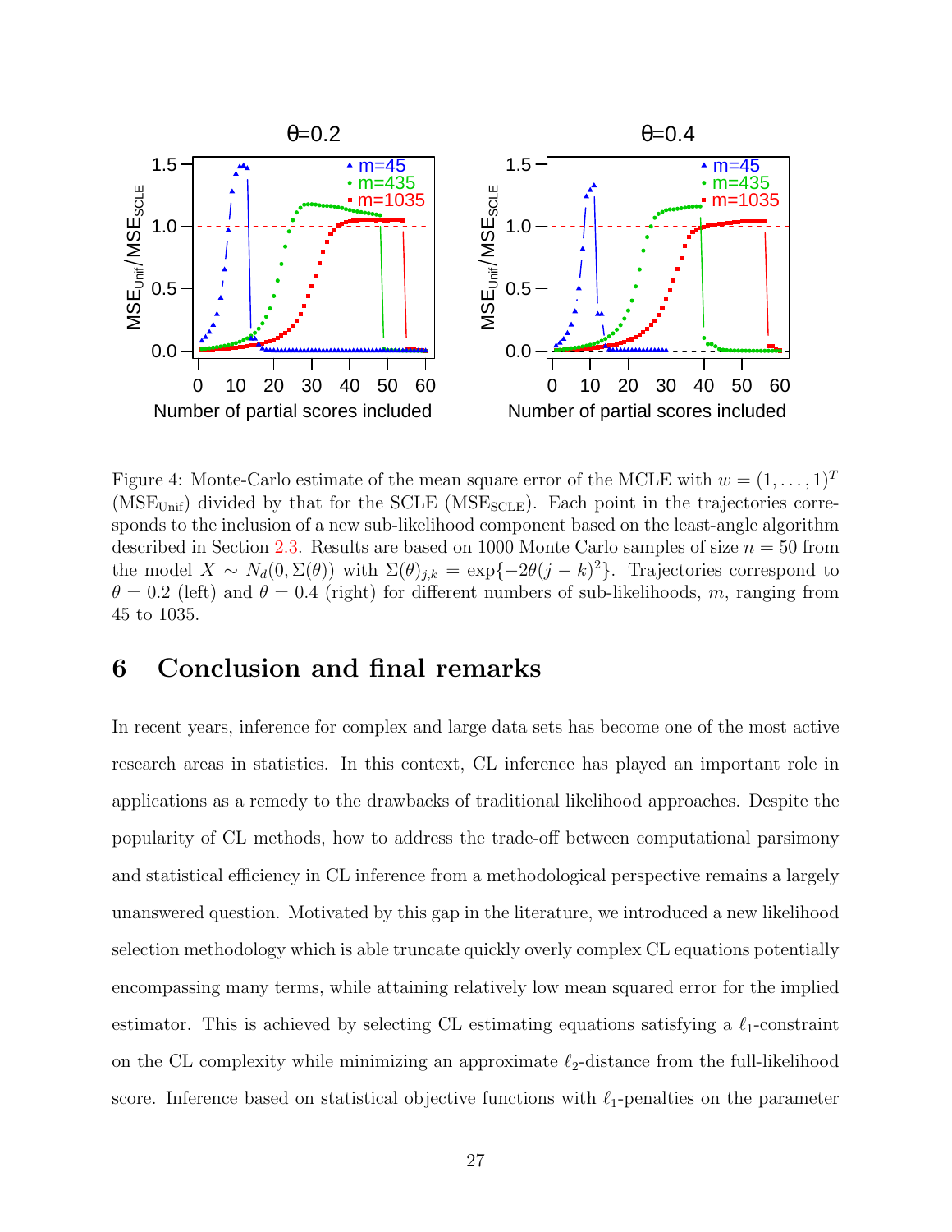Figure 4: Monte-Carlo estimate of the mean square error of the MCLE with $w = (1, \dots, 1)^T$ ($\text{MSE}_{\text{Unif}}$) divided by that for the SCLE ($\text{MSE}_{\text{SCLE}}$). Each point in the trajectories corresponds to the inclusion of a new sub-likelihood component based on the least-angle algorithm described in Section 2.3. Results are based on 1000 Monte Carlo samples of size $n = 50$ from the model $X \sim N_d(0, \Sigma(\theta))$ with $\Sigma(\theta)_{j,k} = \exp\{-2\theta(j-k)^2\}$. Trajectories correspond to $\theta = 0.2$ (left) and $\theta = 0.4$ (right) for different numbers of sub-likelihoods, $m$, ranging from 45 to 1035.

## 6 Conclusion and final remarks

In recent years, inference for complex and large data sets has become one of the most active research areas in statistics. In this context, CL inference has played an important role in applications as a remedy to the drawbacks of traditional likelihood approaches. Despite the popularity of CL methods, how to address the trade-off between computational parsimony and statistical efficiency in CL inference from a methodological perspective remains a largely unanswered question. Motivated by this gap in the literature, we introduced a new likelihood selection methodology which is able truncate quickly overly complex CL equations potentially encompassing many terms, while attaining relatively low mean squared error for the implied estimator. This is achieved by selecting CL estimating equations satisfying a $\ell_1$-constraint on the CL complexity while minimizing an approximate $\ell_2$-distance from the full-likelihood score. Inference based on statistical objective functions with $\ell_1$-penalties on the parameter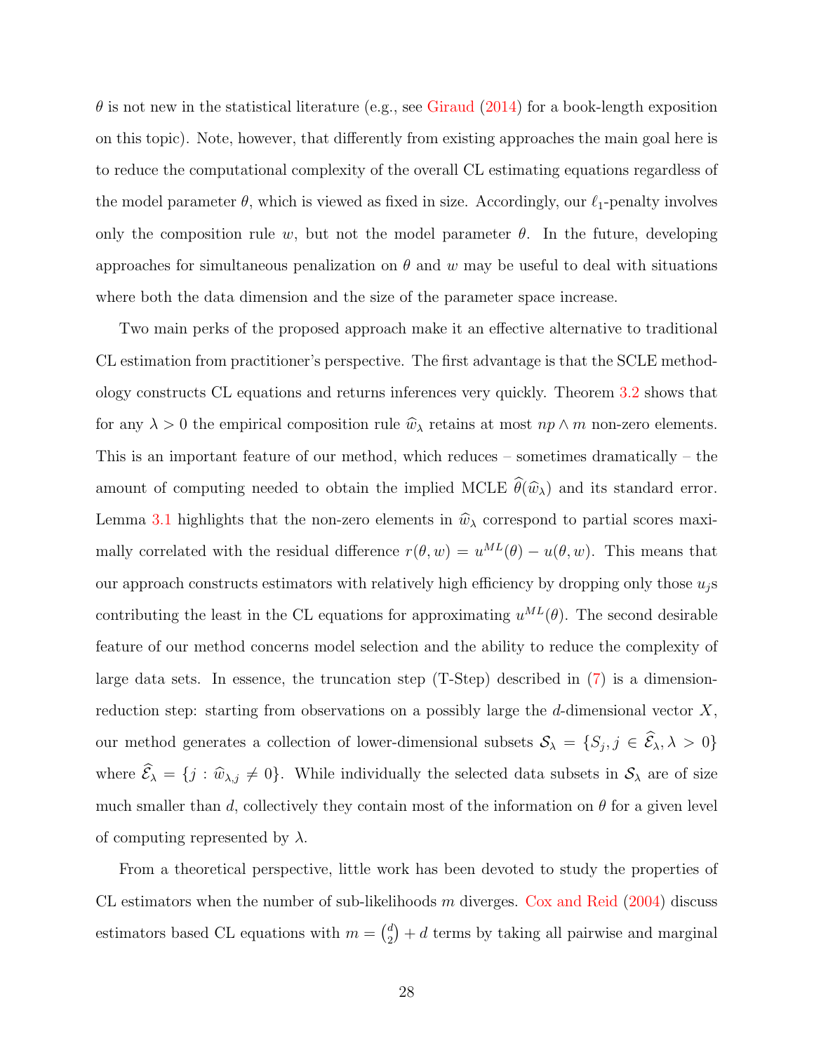$\theta$ is not new in the statistical literature (e.g., see Giraud (2014) for a book-length exposition on this topic). Note, however, that differently from existing approaches the main goal here is to reduce the computational complexity of the overall CL estimating equations regardless of the model parameter $\theta$, which is viewed as fixed in size. Accordingly, our $\ell_1$-penalty involves only the composition rule $w$, but not the model parameter $\theta$. In the future, developing approaches for simultaneous penalization on $\theta$ and $w$ may be useful to deal with situations where both the data dimension and the size of the parameter space increase.

Two main perks of the proposed approach make it an effective alternative to traditional CL estimation from practitioner's perspective. The first advantage is that the SCLE methodology constructs CL equations and returns inferences very quickly. Theorem 3.2 shows that for any $\lambda > 0$ the empirical composition rule $\widehat{w}_\lambda$ retains at most $np \wedge m$ non-zero elements. This is an important feature of our method, which reduces – sometimes dramatically – the amount of computing needed to obtain the implied MCLE $\widehat{\theta}(\widehat{w}_\lambda)$ and its standard error. Lemma 3.1 highlights that the non-zero elements in $\widehat{w}_\lambda$ correspond to partial scores maximally correlated with the residual difference $r(\theta, w) = u^{ML}(\theta) - u(\theta, w)$. This means that our approach constructs estimators with relatively high efficiency by dropping only those $u_j$s contributing the least in the CL equations for approximating $u^{ML}(\theta)$. The second desirable feature of our method concerns model selection and the ability to reduce the complexity of large data sets. In essence, the truncation step (T-Step) described in (7) is a dimension-reduction step: starting from observations on a possibly large the $d$-dimensional vector $X$, our method generates a collection of lower-dimensional subsets $\mathcal{S}_\lambda = \{S_j, j \in \widehat{\mathcal{E}}_\lambda, \lambda > 0\}$ where $\widehat{\mathcal{E}}_\lambda = \{j : \widehat{w}_{\lambda,j} \neq 0\}$. While individually the selected data subsets in $\mathcal{S}_\lambda$ are of size much smaller than $d$, collectively they contain most of the information on $\theta$ for a given level of computing represented by $\lambda$.

From a theoretical perspective, little work has been devoted to study the properties of CL estimators when the number of sub-likelihoods $m$ diverges. Cox and Reid (2004) discuss estimators based CL equations with $m = \binom{d}{2} + d$ terms by taking all pairwise and marginal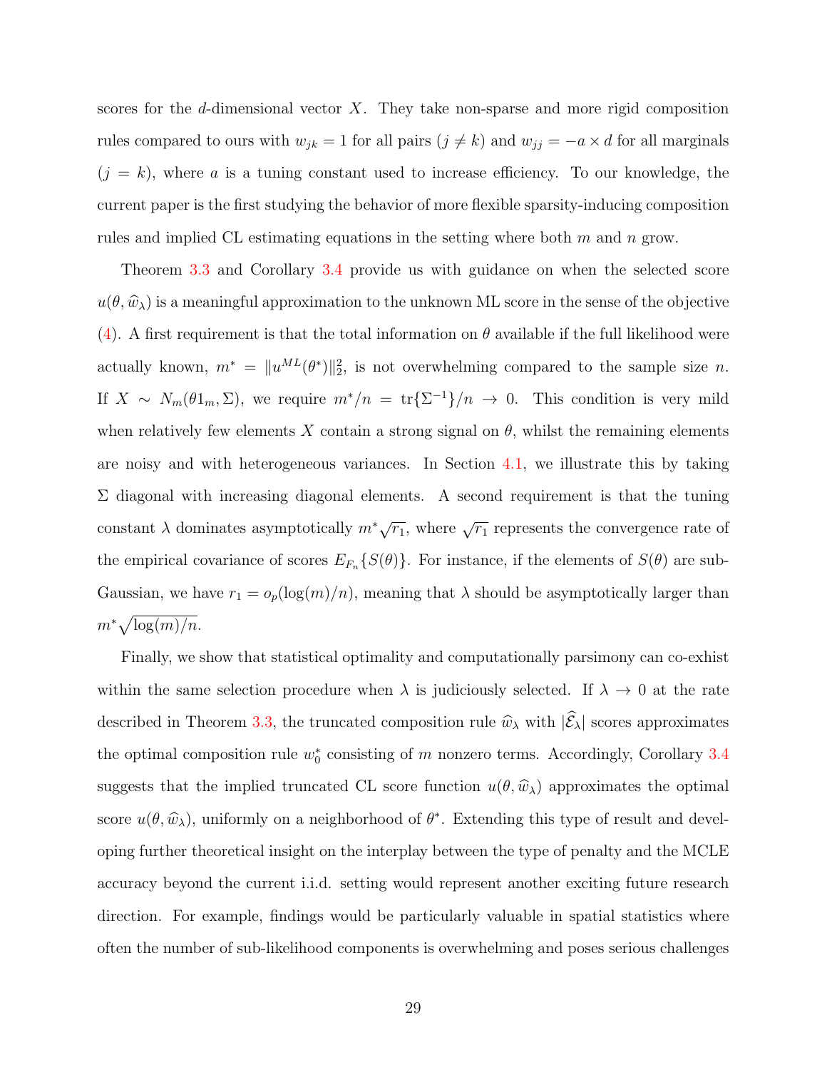scores for the $d$-dimensional vector $X$. They take non-sparse and more rigid composition rules compared to ours with $w_{jk} = 1$ for all pairs ($j \neq k$) and $w_{jj} = -a \times d$ for all marginals ($j = k$), where $a$ is a tuning constant used to increase efficiency. To our knowledge, the current paper is the first studying the behavior of more flexible sparsity-inducing composition rules and implied CL estimating equations in the setting where both $m$ and $n$ grow.

Theorem 3.3 and Corollary 3.4 provide us with guidance on when the selected score $u(\theta, \widehat{w}_\lambda)$ is a meaningful approximation to the unknown ML score in the sense of the objective (4). A first requirement is that the total information on $\theta$ available if the full likelihood were actually known, $m^* = \|u^{ML}(\theta^*)\|_2^2$, is not overwhelming compared to the sample size $n$. If $X \sim N_m(\theta 1_m, \Sigma)$, we require $m^*/n = \text{tr}\{\Sigma^{-1}\}/n \to 0$. This condition is very mild when relatively few elements $X$ contain a strong signal on $\theta$, whilst the remaining elements are noisy and with heterogeneous variances. In Section 4.1, we illustrate this by taking $\Sigma$ diagonal with increasing diagonal elements. A second requirement is that the tuning constant $\lambda$ dominates asymptotically $m^* \sqrt{r_1}$, where $\sqrt{r_1}$ represents the convergence rate of the empirical covariance of scores $E_{F_n}\{S(\theta)\}$. For instance, if the elements of $S(\theta)$ are sub-Gaussian, we have $r_1 = o_p(\log(m)/n)$, meaning that $\lambda$ should be asymptotically larger than $m^* \sqrt{\log(m)/n}$.

Finally, we show that statistical optimality and computationally parsimony can co-exhist within the same selection procedure when $\lambda$ is judiciously selected. If $\lambda \to 0$ at the rate described in Theorem 3.3, the truncated composition rule $\widehat{w}_\lambda$ with $|\widehat{\mathcal{E}}_\lambda|$ scores approximates the optimal composition rule $w_0^*$ consisting of $m$ nonzero terms. Accordingly, Corollary 3.4 suggests that the implied truncated CL score function $u(\theta, \widehat{w}_\lambda)$ approximates the optimal score $u(\theta, \widehat{w}_\lambda)$, uniformly on a neighborhood of $\theta^*$. Extending this type of result and developing further theoretical insight on the interplay between the type of penalty and the MCLE accuracy beyond the current i.i.d. setting would represent another exciting future research direction. For example, findings would be particularly valuable in spatial statistics where often the number of sub-likelihood components is overwhelming and poses serious challenges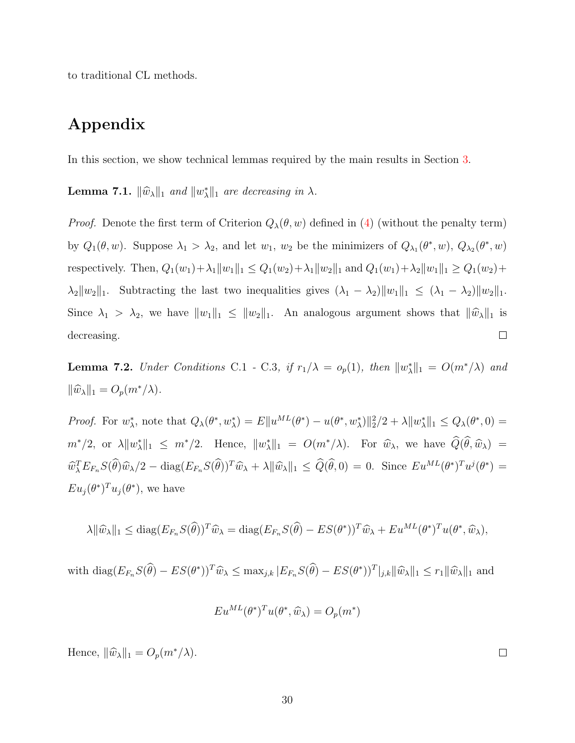to traditional CL methods.

# Appendix

In this section, we show technical lemmas required by the main results in Section 3.

**Lemma 7.1.** *$\|\widehat{w}_\lambda\|_1$ and $\|w^*_\lambda\|_1$ are decreasing in $\lambda$.*

*Proof.* Denote the first term of Criterion $Q_\lambda(\theta, w)$ defined in (4) (without the penalty term) by $Q_1(\theta, w)$. Suppose $\lambda_1 > \lambda_2$, and let $w_1$, $w_2$ be the minimizers of $Q_{\lambda_1}(\theta^*, w)$, $Q_{\lambda_2}(\theta^*, w)$ respectively. Then, $Q_1(w_1)+\lambda_1\|w_1\|_1 \le Q_1(w_2)+\lambda_1\|w_2\|_1$ and $Q_1(w_1)+\lambda_2\|w_1\|_1 \ge Q_1(w_2)+\lambda_2\|w_2\|_1$. Subtracting the last two inequalities gives $(\lambda_1 - \lambda_2)\|w_1\|_1 \le (\lambda_1 - \lambda_2)\|w_2\|_1$. Since $\lambda_1 > \lambda_2$, we have $\|w_1\|_1 \le \|w_2\|_1$. An analogous argument shows that $\|\widehat{w}_\lambda\|_1$ is decreasing. □

**Lemma 7.2.** *Under Conditions C.1 - C.3, if $r_1/\lambda = o_p(1)$, then $\|w^*_\lambda\|_1 = O(m^*/\lambda)$ and $\|\widehat{w}_\lambda\|_1 = O_p(m^*/\lambda)$.*

*Proof.* For $w^*_\lambda$, note that $Q_\lambda(\theta^*, w^*_\lambda) = E\|u^{ML}(\theta^*) - u(\theta^*, w^*_\lambda)\|_2^2/2 + \lambda\|w^*_\lambda\|_1 \le Q_\lambda(\theta^*, 0) = m^*/2$, or $\lambda\|w^*_\lambda\|_1 \le m^*/2$. Hence, $\|w^*_\lambda\|_1 = O(m^*/\lambda)$. For $\widehat{w}_\lambda$, we have $\widehat{Q}(\widehat{\theta}, \widehat{w}_\lambda) = \widehat{w}_\lambda^T E_{F_n} S(\widehat{\theta})\widehat{w}_\lambda/2 - \text{diag}(E_{F_n} S(\widehat{\theta}))^T \widehat{w}_\lambda + \lambda\|\widehat{w}_\lambda\|_1 \le \widehat{Q}(\widehat{\theta}, 0) = 0$. Since $Eu^{ML}(\theta^*)^T u^j(\theta^*) = Eu_j(\theta^*)^T u_j(\theta^*)$, we have

$$\lambda\|\widehat{w}_\lambda\|_1 \le \text{diag}(E_{F_n} S(\widehat{\theta}))^T \widehat{w}_\lambda = \text{diag}(E_{F_n} S(\widehat{\theta}) - ES(\theta^*))^T \widehat{w}_\lambda + Eu^{ML}(\theta^*)^T u(\theta^*, \widehat{w}_\lambda),$$

with $\text{diag}(E_{F_n} S(\widehat{\theta}) - ES(\theta^*))^T \widehat{w}_\lambda \le \max_{j,k} |E_{F_n} S(\widehat{\theta}) - ES(\theta^*))^T|_{j,k}\|\widehat{w}_\lambda\|_1 \le r_1\|\widehat{w}_\lambda\|_1$ and

$$Eu^{ML}(\theta^*)^T u(\theta^*, \widehat{w}_\lambda) = O_p(m^*)$$

Hence, $\|\widehat{w}_\lambda\|_1 = O_p(m^*/\lambda)$. □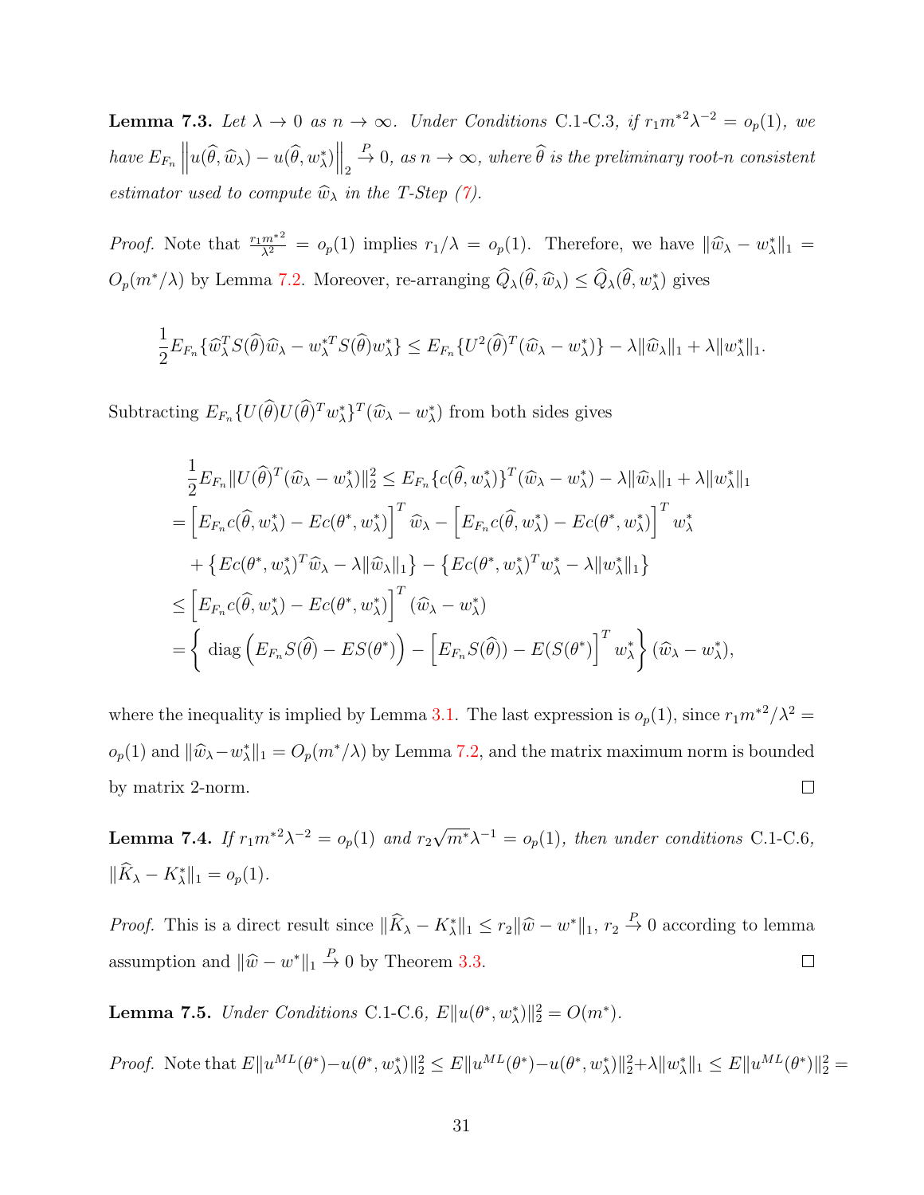**Lemma 7.3.** *Let $\lambda \to 0$ as $n \to \infty$. Under Conditions C.1-C.3, if $r_1 m^{*2} \lambda^{-2} = o_p(1)$, we have $E_{F_n} \left\| u(\widehat{\theta}, \widehat{w}_\lambda) - u(\widehat{\theta}, w^*_\lambda) \right\|_2 \xrightarrow{P} 0$, as $n \to \infty$, where $\widehat{\theta}$ is the preliminary root-n consistent estimator used to compute $\widehat{w}_\lambda$ in the T-Step (7).*

*Proof.* Note that $\frac{r_1 m^{*2}}{\lambda^2} = o_p(1)$ implies $r_1/\lambda = o_p(1)$. Therefore, we have $\|\widehat{w}_\lambda - w^*_\lambda\|_1 = O_p(m^*/\lambda)$ by Lemma 7.2. Moreover, re-arranging $\widehat{Q}_\lambda(\widehat{\theta}, \widehat{w}_\lambda) \leq \widehat{Q}_\lambda(\widehat{\theta}, w^*_\lambda)$ gives

$$
\frac{1}{2} E_{F_n} \{ \widehat{w}_\lambda^T S(\widehat{\theta}) \widehat{w}_\lambda - w_\lambda^{*T} S(\widehat{\theta}) w^*_\lambda \} \leq E_{F_n} \{ U^2(\widehat{\theta})^T (\widehat{w}_\lambda - w^*_\lambda) \} - \lambda \|\widehat{w}_\lambda\|_1 + \lambda \|w^*_\lambda\|_1.
$$

Subtracting $E_{F_n} \{ U(\widehat{\theta}) U(\widehat{\theta})^T w^*_\lambda \}^T (\widehat{w}_\lambda - w^*_\lambda)$ from both sides gives

$$
\begin{aligned}
&\frac{1}{2} E_{F_n} \| U(\widehat{\theta})^T (\widehat{w}_\lambda - w^*_\lambda) \|_2^2 \leq E_{F_n} \{ c(\widehat{\theta}, w^*_\lambda) \}^T (\widehat{w}_\lambda - w^*_\lambda) - \lambda \|\widehat{w}_\lambda\|_1 + \lambda \|w^*_\lambda\|_1 \\
&= \left[ E_{F_n} c(\widehat{\theta}, w^*_\lambda) - E c(\theta^*, w^*_\lambda) \right]^T \widehat{w}_\lambda - \left[ E_{F_n} c(\widehat{\theta}, w^*_\lambda) - E c(\theta^*, w^*_\lambda) \right]^T w^*_\lambda \\
&\quad + \left\{ E c(\theta^*, w^*_\lambda)^T \widehat{w}_\lambda - \lambda \|\widehat{w}_\lambda\|_1 \right\} - \left\{ E c(\theta^*, w^*_\lambda)^T w^*_\lambda - \lambda \|w^*_\lambda\|_1 \right\} \\
&\leq \left[ E_{F_n} c(\widehat{\theta}, w^*_\lambda) - E c(\theta^*, w^*_\lambda) \right]^T (\widehat{w}_\lambda - w^*_\lambda) \\
&= \left\{ \text{ diag} \left( E_{F_n} S(\widehat{\theta}) - E S(\theta^*) \right) - \left[ E_{F_n} S(\widehat{\theta})) - E(S(\theta^*) \right]^T w^*_\lambda \right\} (\widehat{w}_\lambda - w^*_\lambda),
\end{aligned}
$$

where the inequality is implied by Lemma 3.1. The last expression is $o_p(1)$, since $r_1 m^{*2}/\lambda^2 = o_p(1)$ and $\|\widehat{w}_\lambda - w^*_\lambda\|_1 = O_p(m^*/\lambda)$ by Lemma 7.2, and the matrix maximum norm is bounded by matrix 2-norm. $\square$

**Lemma 7.4.** *If $r_1 m^{*2} \lambda^{-2} = o_p(1)$ and $r_2 \sqrt{m^*} \lambda^{-1} = o_p(1)$, then under conditions C.1-C.6, $\|\widehat{K}_\lambda - K^*_\lambda\|_1 = o_p(1)$.*

*Proof.* This is a direct result since $\|\widehat{K}_\lambda - K^*_\lambda\|_1 \leq r_2 \|\widehat{w} - w^*\|_1$, $r_2 \xrightarrow{P} 0$ according to lemma assumption and $\|\widehat{w} - w^*\|_1 \xrightarrow{P} 0$ by Theorem 3.3. $\square$

**Lemma 7.5.** *Under Conditions C.1-C.6, $E\|u(\theta^*, w^*_\lambda)\|_2^2 = O(m^*)$.*

*Proof.* Note that $E\|u^{ML}(\theta^*) - u(\theta^*, w^*_\lambda)\|_2^2 \leq E\|u^{ML}(\theta^*) - u(\theta^*, w^*_\lambda)\|_2^2 + \lambda \|w^*_\lambda\|_1 \leq E\|u^{ML}(\theta^*)\|_2^2 =$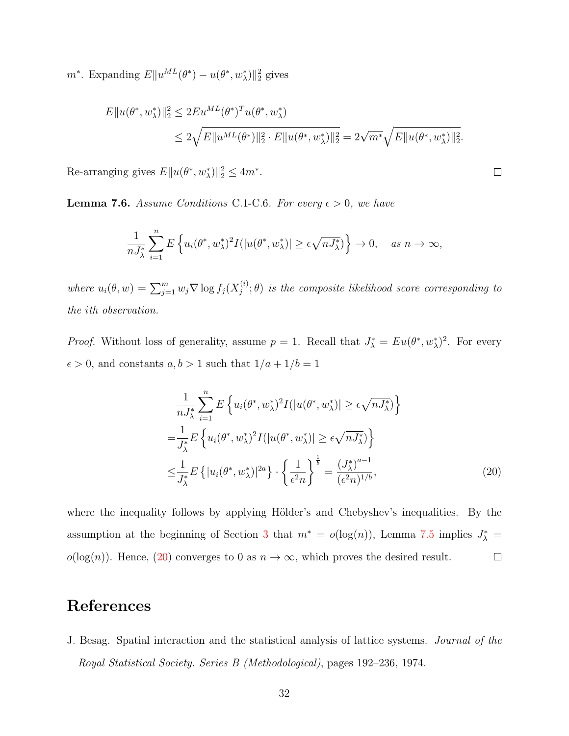$m^*$. Expanding $E\|u^{ML}(\theta^*) - u(\theta^*, w^*_\lambda)\|_2^2$ gives

$$
\begin{aligned}
E\|u(\theta^*, w^*_\lambda)\|_2^2 &\le 2Eu^{ML}(\theta^*)^T u(\theta^*, w^*_\lambda) \\
&\le 2\sqrt{E\|u^{ML}(\theta^*)\|_2^2 \cdot E\|u(\theta^*, w^*_\lambda)\|_2^2} = 2\sqrt{m^*}\sqrt{E\|u(\theta^*, w^*_\lambda)\|_2^2}.
\end{aligned}
$$

Re-arranging gives $E\|u(\theta^*, w^*_\lambda)\|_2^2 \le 4m^*$. □

**Lemma 7.6.** *Assume Conditions* C.1-C.6. *For every $\epsilon > 0$, we have*

$$
\frac{1}{nJ^*_\lambda}\sum_{i=1}^{n} E\left\{u_i(\theta^*, w^*_\lambda)^2 I(|u(\theta^*, w^*_\lambda)| \ge \epsilon\sqrt{nJ^*_\lambda})\right\} \to 0, \quad \text{as } n \to \infty,
$$

*where $u_i(\theta, w) = \sum_{j=1}^{m} w_j \nabla \log f_j(X_j^{(i)}; \theta)$ is the composite likelihood score corresponding to the ith observation.*

*Proof.* Without loss of generality, assume $p = 1$. Recall that $J^*_\lambda = Eu(\theta^*, w^*_\lambda)^2$. For every $\epsilon > 0$, and constants $a, b > 1$ such that $1/a + 1/b = 1$

$$
\begin{aligned}
&\frac{1}{nJ^*_\lambda}\sum_{i=1}^{n} E\left\{u_i(\theta^*, w^*_\lambda)^2 I(|u(\theta^*, w^*_\lambda)| \ge \epsilon\sqrt{nJ^*_\lambda})\right\} \\
=&\frac{1}{J^*_\lambda} E\left\{u_i(\theta^*, w^*_\lambda)^2 I(|u(\theta^*, w^*_\lambda)| \ge \epsilon\sqrt{nJ^*_\lambda})\right\} \\
\le&\frac{1}{J^*_\lambda} E\left\{|u_i(\theta^*, w^*_\lambda)|^{2a}\right\} \cdot \left\{\frac{1}{\epsilon^2 n}\right\}^{\frac{1}{b}} = \frac{(J^*_\lambda)^{a-1}}{(\epsilon^2 n)^{1/b}},
\end{aligned} \tag{20}
$$

where the inequality follows by applying Hölder's and Chebyshev's inequalities. By the assumption at the beginning of Section 3 that $m^* = o(\log(n))$, Lemma 7.5 implies $J^*_\lambda = o(\log(n))$. Hence, (20) converges to 0 as $n \to \infty$, which proves the desired result. □

# References

J. Besag. Spatial interaction and the statistical analysis of lattice systems. *Journal of the Royal Statistical Society. Series B (Methodological)*, pages 192–236, 1974.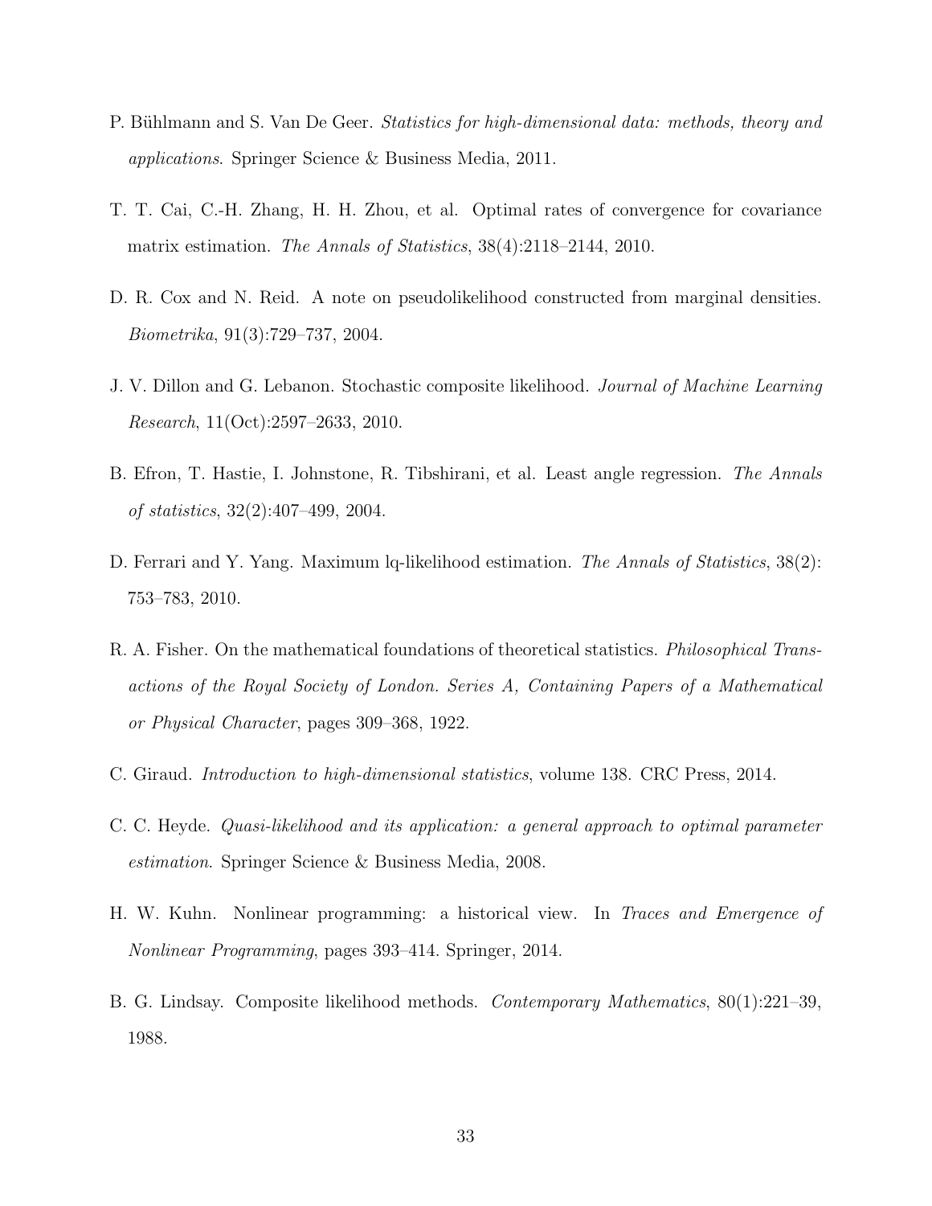P. Bühlmann and S. Van De Geer. *Statistics for high-dimensional data: methods, theory and applications*. Springer Science & Business Media, 2011.

T. T. Cai, C.-H. Zhang, H. H. Zhou, et al. Optimal rates of convergence for covariance matrix estimation. *The Annals of Statistics*, 38(4):2118–2144, 2010.

D. R. Cox and N. Reid. A note on pseudolikelihood constructed from marginal densities. *Biometrika*, 91(3):729–737, 2004.

J. V. Dillon and G. Lebanon. Stochastic composite likelihood. *Journal of Machine Learning Research*, 11(Oct):2597–2633, 2010.

B. Efron, T. Hastie, I. Johnstone, R. Tibshirani, et al. Least angle regression. *The Annals of statistics*, 32(2):407–499, 2004.

D. Ferrari and Y. Yang. Maximum lq-likelihood estimation. *The Annals of Statistics*, 38(2): 753–783, 2010.

R. A. Fisher. On the mathematical foundations of theoretical statistics. *Philosophical Transactions of the Royal Society of London. Series A, Containing Papers of a Mathematical or Physical Character*, pages 309–368, 1922.

C. Giraud. *Introduction to high-dimensional statistics*, volume 138. CRC Press, 2014.

C. C. Heyde. *Quasi-likelihood and its application: a general approach to optimal parameter estimation*. Springer Science & Business Media, 2008.

H. W. Kuhn. Nonlinear programming: a historical view. In *Traces and Emergence of Nonlinear Programming*, pages 393–414. Springer, 2014.

B. G. Lindsay. Composite likelihood methods. *Contemporary Mathematics*, 80(1):221–39, 1988.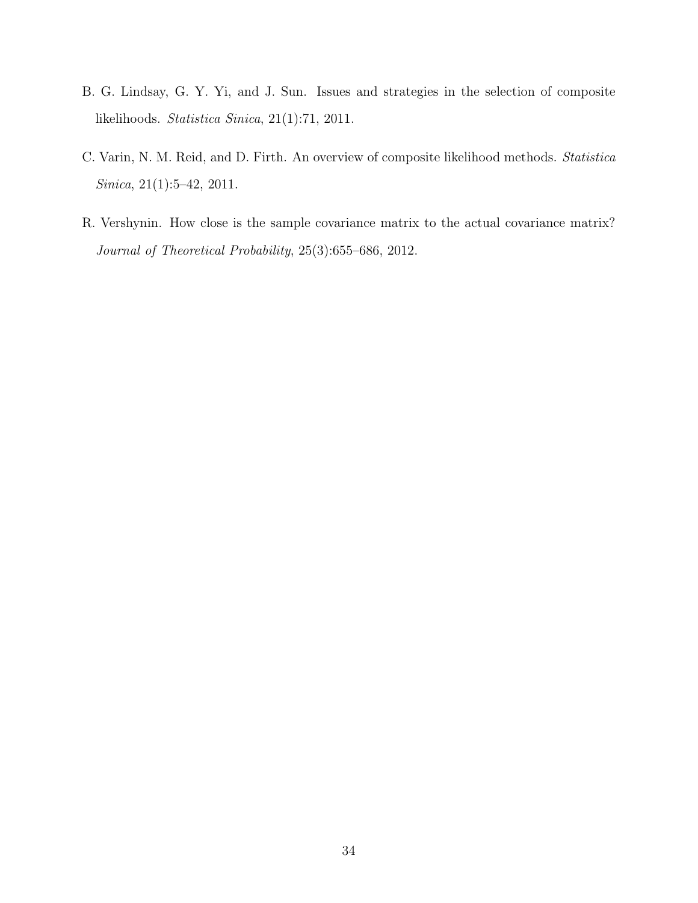B. G. Lindsay, G. Y. Yi, and J. Sun. Issues and strategies in the selection of composite likelihoods. *Statistica Sinica*, 21(1):71, 2011.

C. Varin, N. M. Reid, and D. Firth. An overview of composite likelihood methods. *Statistica Sinica*, 21(1):5–42, 2011.

R. Vershynin. How close is the sample covariance matrix to the actual covariance matrix? *Journal of Theoretical Probability*, 25(3):655–686, 2012.